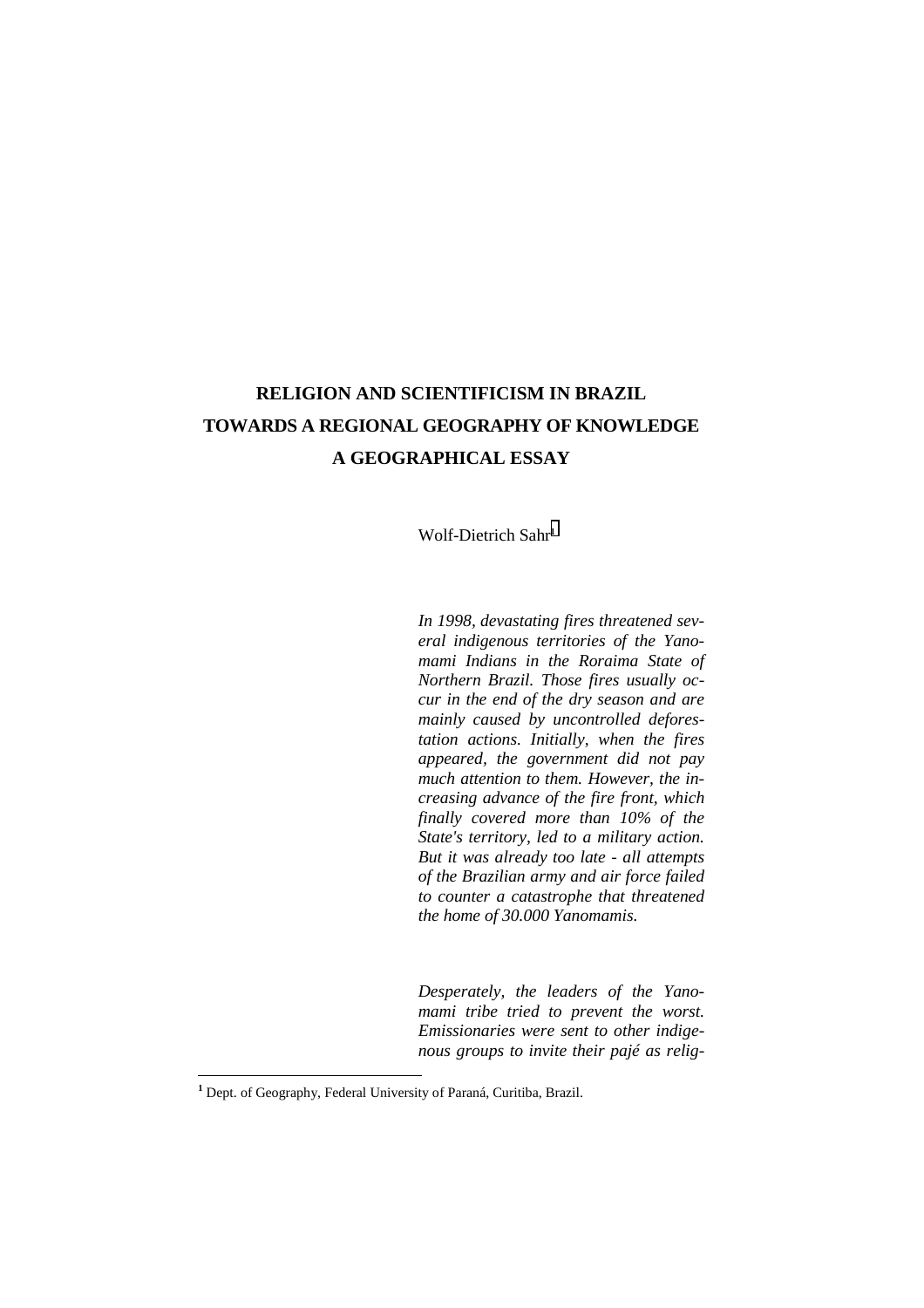# RELIGION AND SCIENTIFICISM IN BRAZIL
# TOWARDS A REGIONAL GEOGRAPHY OF KNOWLEDGE
# A GEOGRAPHICAL ESSAY

Wolf-Dietrich Sahr[1]

*In 1998, devastating fires threatened several indigenous territories of the Yanomami Indians in the Roraima State of Northern Brazil. Those fires usually occur in the end of the dry season and are mainly caused by uncontrolled deforestation actions. Initially, when the fires appeared, the government did not pay much attention to them. However, the increasing advance of the fire front, which finally covered more than 10% of the State's territory, led to a military action. But it was already too late - all attempts of the Brazilian army and air force failed to counter a catastrophe that threatened the home of 30.000 Yanomamis.*

*Desperately, the leaders of the Yanomami tribe tried to prevent the worst. Emissionaries were sent to other indigenous groups to invite their pajé as relig-*

[1] Dept. of Geography, Federal University of Paraná, Curitiba, Brazil.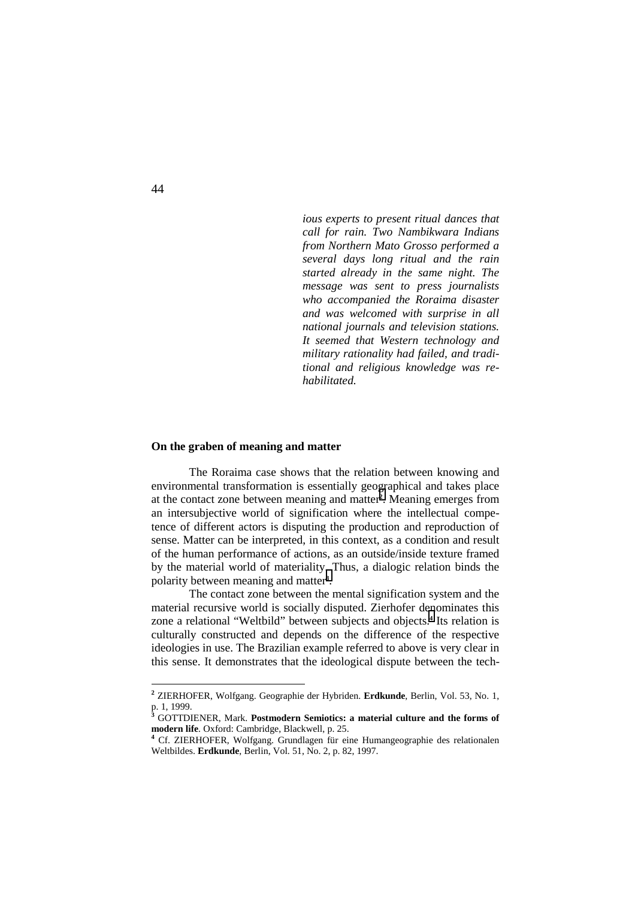*ious experts to present ritual dances that call for rain. Two Nambikwara Indians from Northern Mato Grosso performed a several days long ritual and the rain started already in the same night. The message was sent to press journalists who accompanied the Roraima disaster and was welcomed with surprise in all national journals and television stations. It seemed that Western technology and military rationality had failed, and traditional and religious knowledge was rehabilitated.*

**On the graben of meaning and matter**

The Roraima case shows that the relation between knowing and environmental transformation is essentially geographical and takes place at the contact zone between meaning and matter[2]. Meaning emerges from an intersubjective world of signification where the intellectual competence of different actors is disputing the production and reproduction of sense. Matter can be interpreted, in this context, as a condition and result of the human performance of actions, as an outside/inside texture framed by the material world of materiality. Thus, a dialogic relation binds the polarity between meaning and matter[3].

The contact zone between the mental signification system and the material recursive world is socially disputed. Zierhofer denominates this zone a relational "Weltbild" between subjects and objects.[4] Its relation is culturally constructed and depends on the difference of the respective ideologies in use. The Brazilian example referred to above is very clear in this sense. It demonstrates that the ideological dispute between the tech-

---

[2] ZIERHOFER, Wolfgang. Geographie der Hybriden. **Erdkunde**, Berlin, Vol. 53, No. 1, p. 1, 1999.

[3] GOTTDIENER, Mark. **Postmodern Semiotics: a material culture and the forms of modern life**. Oxford: Cambridge, Blackwell, p. 25.

[4] Cf. ZIERHOFER, Wolfgang. Grundlagen für eine Humangeographie des relationalen Weltbildes. **Erdkunde**, Berlin, Vol. 51, No. 2, p. 82, 1997.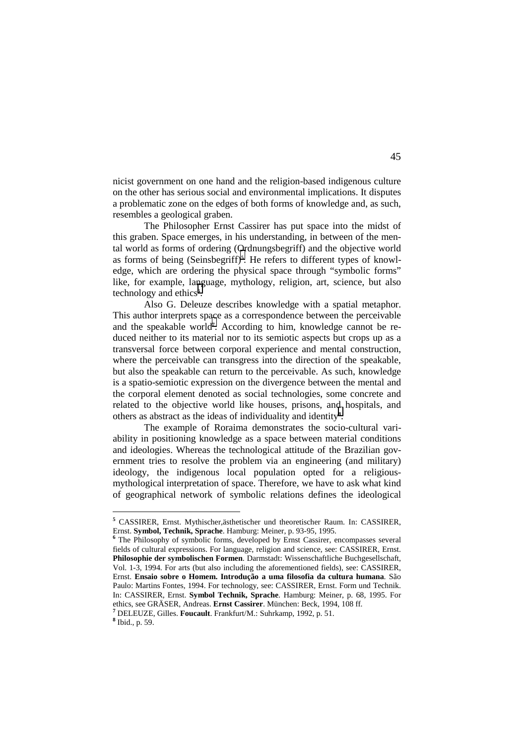nicist government on one hand and the religion-based indigenous culture on the other has serious social and environmental implications. It disputes a problematic zone on the edges of both forms of knowledge and, as such, resembles a geological graben.

The Philosopher Ernst Cassirer has put space into the midst of this graben. Space emerges, in his understanding, in between of the mental world as forms of ordering (Ordnungsbegriff) and the objective world as forms of being (Seinsbegriff)[5]. He refers to different types of knowledge, which are ordering the physical space through "symbolic forms" like, for example, language, mythology, religion, art, science, but also technology and ethics[6].

Also G. Deleuze describes knowledge with a spatial metaphor. This author interprets space as a correspondence between the perceivable and the speakable world[7]. According to him, knowledge cannot be reduced neither to its material nor to its semiotic aspects but crops up as a transversal force between corporal experience and mental construction, where the perceivable can transgress into the direction of the speakable, but also the speakable can return to the perceivable. As such, knowledge is a spatio-semiotic expression on the divergence between the mental and the corporal element denoted as social technologies, some concrete and related to the objective world like houses, prisons, and hospitals, and others as abstract as the ideas of individuality and identity[8].

The example of Roraima demonstrates the socio-cultural variability in positioning knowledge as a space between material conditions and ideologies. Whereas the technological attitude of the Brazilian government tries to resolve the problem via an engineering (and military) ideology, the indigenous local population opted for a religious-mythological interpretation of space. Therefore, we have to ask what kind of geographical network of symbolic relations defines the ideological

---

[5] CASSIRER, Ernst. Mythischer,ästhetischer und theoretischer Raum. In: CASSIRER, Ernst. **Symbol, Technik, Sprache**. Hamburg: Meiner, p. 93-95, 1995.

[6] The Philosophy of symbolic forms, developed by Ernst Cassirer, encompasses several fields of cultural expressions. For language, religion and science, see: CASSIRER, Ernst. **Philosophie der symbolischen Formen**. Darmstadt: Wissenschaftliche Buchgesellschaft, Vol. 1-3, 1994. For arts (but also including the aforementioned fields), see: CASSIRER, Ernst. **Ensaio sobre o Homem. Introdução a uma filosofia da cultura humana**. São Paulo: Martins Fontes, 1994. For technology, see: CASSIRER, Ernst. Form und Technik. In: CASSIRER, Ernst. **Symbol Technik, Sprache**. Hamburg: Meiner, p. 68, 1995. For ethics, see GRÄSER, Andreas. **Ernst Cassirer**. München: Beck, 1994, 108 ff.

[7] DELEUZE, Gilles. **Foucault**. Frankfurt/M.: Suhrkamp, 1992, p. 51.

[8] Ibid., p. 59.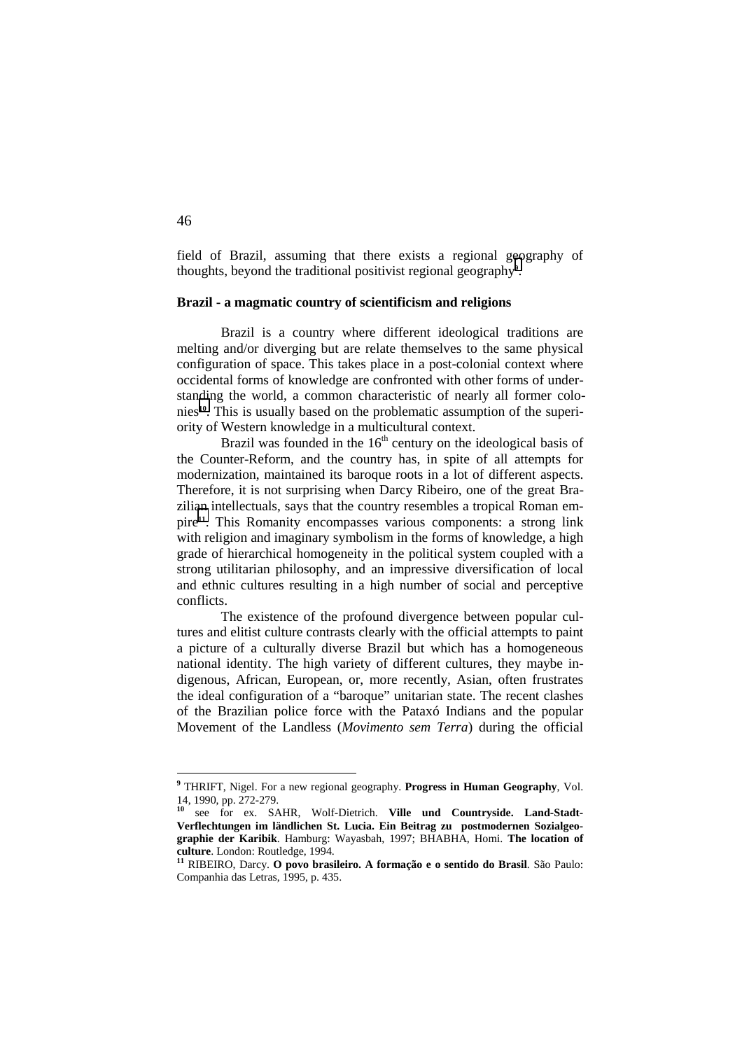field of Brazil, assuming that there exists a regional geography of thoughts, beyond the traditional positivist regional geography[9].

**Brazil - a magmatic country of scientificism and religions**

Brazil is a country where different ideological traditions are melting and/or diverging but are relate themselves to the same physical configuration of space. This takes place in a post-colonial context where occidental forms of knowledge are confronted with other forms of understanding the world, a common characteristic of nearly all former colonies[10]. This is usually based on the problematic assumption of the superiority of Western knowledge in a multicultural context.

Brazil was founded in the 16$^{th}$ century on the ideological basis of the Counter-Reform, and the country has, in spite of all attempts for modernization, maintained its baroque roots in a lot of different aspects. Therefore, it is not surprising when Darcy Ribeiro, one of the great Brazilian intellectuals, says that the country resembles a tropical Roman empire[11]. This Romanity encompasses various components: a strong link with religion and imaginary symbolism in the forms of knowledge, a high grade of hierarchical homogeneity in the political system coupled with a strong utilitarian philosophy, and an impressive diversification of local and ethnic cultures resulting in a high number of social and perceptive conflicts.

The existence of the profound divergence between popular cultures and elitist culture contrasts clearly with the official attempts to paint a picture of a culturally diverse Brazil but which has a homogeneous national identity. The high variety of different cultures, they maybe indigenous, African, European, or, more recently, Asian, often frustrates the ideal configuration of a "baroque" unitarian state. The recent clashes of the Brazilian police force with the Pataxó Indians and the popular Movement of the Landless (*Movimento sem Terra*) during the official

---

[9] THRIFT, Nigel. For a new regional geography. **Progress in Human Geography**, Vol. 14, 1990, pp. 272-279.

[10] see for ex. SAHR, Wolf-Dietrich. **Ville und Countryside. Land-Stadt-Verflechtungen im ländlichen St. Lucia. Ein Beitrag zu postmodernen Sozialgeographie der Karibik**. Hamburg: Wayasbah, 1997; BHABHA, Homi. **The location of culture**. London: Routledge, 1994.

[11] RIBEIRO, Darcy. **O povo brasileiro. A formação e o sentido do Brasil**. São Paulo: Companhia das Letras, 1995, p. 435.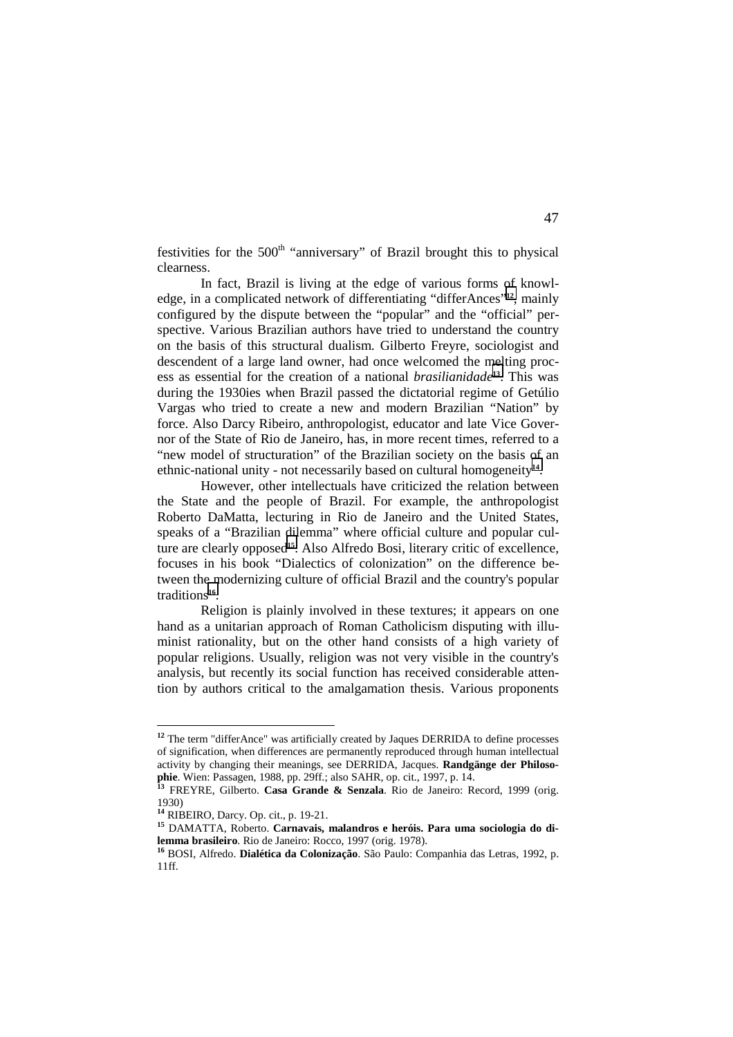festivities for the 500th "anniversary" of Brazil brought this to physical clearness.

In fact, Brazil is living at the edge of various forms of knowledge, in a complicated network of differentiating "differAnces"[12], mainly configured by the dispute between the "popular" and the "official" perspective. Various Brazilian authors have tried to understand the country on the basis of this structural dualism. Gilberto Freyre, sociologist and descendent of a large land owner, had once welcomed the melting process as essential for the creation of a national *brasilianidade*[13]. This was during the 1930ies when Brazil passed the dictatorial regime of Getúlio Vargas who tried to create a new and modern Brazilian "Nation" by force. Also Darcy Ribeiro, anthropologist, educator and late Vice Governor of the State of Rio de Janeiro, has, in more recent times, referred to a "new model of structuration" of the Brazilian society on the basis of an ethnic-national unity - not necessarily based on cultural homogeneity[14].

However, other intellectuals have criticized the relation between the State and the people of Brazil. For example, the anthropologist Roberto DaMatta, lecturing in Rio de Janeiro and the United States, speaks of a "Brazilian dilemma" where official culture and popular culture are clearly opposed[15]. Also Alfredo Bosi, literary critic of excellence, focuses in his book "Dialectics of colonization" on the difference between the modernizing culture of official Brazil and the country's popular traditions[16].

Religion is plainly involved in these textures; it appears on one hand as a unitarian approach of Roman Catholicism disputing with illuminist rationality, but on the other hand consists of a high variety of popular religions. Usually, religion was not very visible in the country's analysis, but recently its social function has received considerable attention by authors critical to the amalgamation thesis. Various proponents

---

[12] The term "differAnce" was artificially created by Jaques DERRIDA to define processes of signification, when differences are permanently reproduced through human intellectual activity by changing their meanings, see DERRIDA, Jacques. **Randgänge der Philosophie**. Wien: Passagen, 1988, pp. 29ff.; also SAHR, op. cit., 1997, p. 14.

[13] FREYRE, Gilberto. **Casa Grande & Senzala**. Rio de Janeiro: Record, 1999 (orig. 1930)

[14] RIBEIRO, Darcy. Op. cit., p. 19-21.

[15] DAMATTA, Roberto. **Carnavais, malandros e heróis. Para uma sociologia do dilemma brasileiro**. Rio de Janeiro: Rocco, 1997 (orig. 1978).

[16] BOSI, Alfredo. **Dialética da Colonização**. São Paulo: Companhia das Letras, 1992, p. 11ff.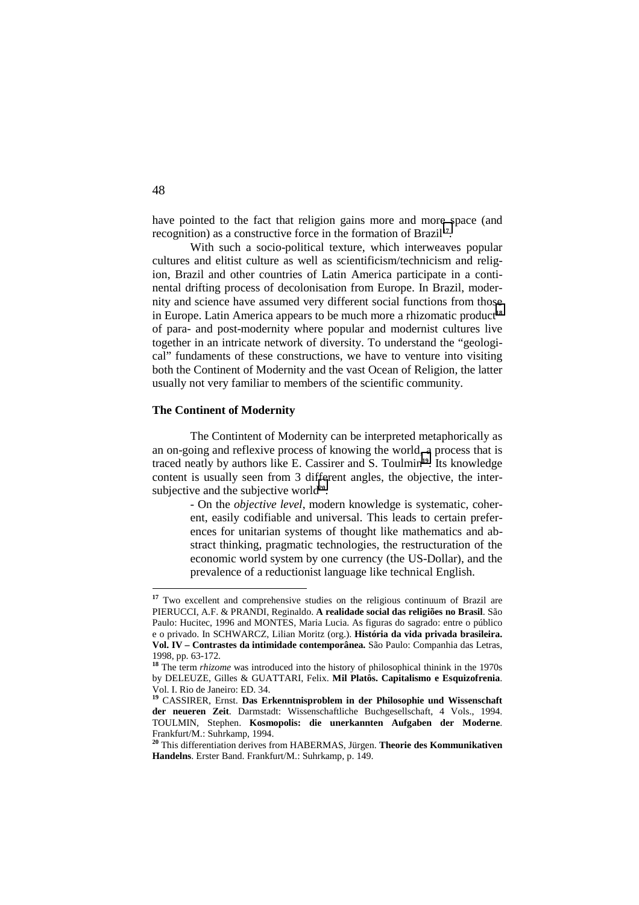have pointed to the fact that religion gains more and more space (and recognition) as a constructive force in the formation of Brazil[17].

With such a socio-political texture, which interweaves popular cultures and elitist culture as well as scientificism/technicism and religion, Brazil and other countries of Latin America participate in a continental drifting process of decolonisation from Europe. In Brazil, modernity and science have assumed very different social functions from those in Europe. Latin America appears to be much more a rhizomatic product[18] of para- and post-modernity where popular and modernist cultures live together in an intricate network of diversity. To understand the "geological" fundaments of these constructions, we have to venture into visiting both the Continent of Modernity and the vast Ocean of Religion, the latter usually not very familiar to members of the scientific community.

### The Continent of Modernity

The Contintent of Modernity can be interpreted metaphorically as an on-going and reflexive process of knowing the world, a process that is traced neatly by authors like E. Cassirer and S. Toulmin[19]. Its knowledge content is usually seen from 3 different angles, the objective, the intersubjective and the subjective world[20]:

- On the *objective level*, modern knowledge is systematic, coherent, easily codifiable and universal. This leads to certain preferences for unitarian systems of thought like mathematics and abstract thinking, pragmatic technologies, the restructuration of the economic world system by one currency (the US-Dollar), and the prevalence of a reductionist language like technical English.

---

[17] Two excellent and comprehensive studies on the religious continuum of Brazil are PIERUCCI, A.F. & PRANDI, Reginaldo. **A realidade social das religiões no Brasil**. São Paulo: Hucitec, 1996 and MONTES, Maria Lucia. As figuras do sagrado: entre o público e o privado. In SCHWARCZ, Lilian Moritz (org.). **História da vida privada brasileira. Vol. IV – Contrastes da intimidade contemporânea.** São Paulo: Companhia das Letras, 1998, pp. 63-172.

[18] The term *rhizome* was introduced into the history of philosophical thinink in the 1970s by DELEUZE, Gilles & GUATTARI, Felix. **Mil Platôs. Capitalismo e Esquizofrenia**. Vol. I. Rio de Janeiro: ED. 34.

[19] CASSIRER, Ernst. **Das Erkenntnisproblem in der Philosophie und Wissenschaft der neueren Zeit**. Darmstadt: Wissenschaftliche Buchgesellschaft, 4 Vols., 1994. TOULMIN, Stephen. **Kosmopolis: die unerkannten Aufgaben der Moderne**. Frankfurt/M.: Suhrkamp, 1994.

[20] This differentiation derives from HABERMAS, Jürgen. **Theorie des Kommunikativen Handelns**. Erster Band. Frankfurt/M.: Suhrkamp, p. 149.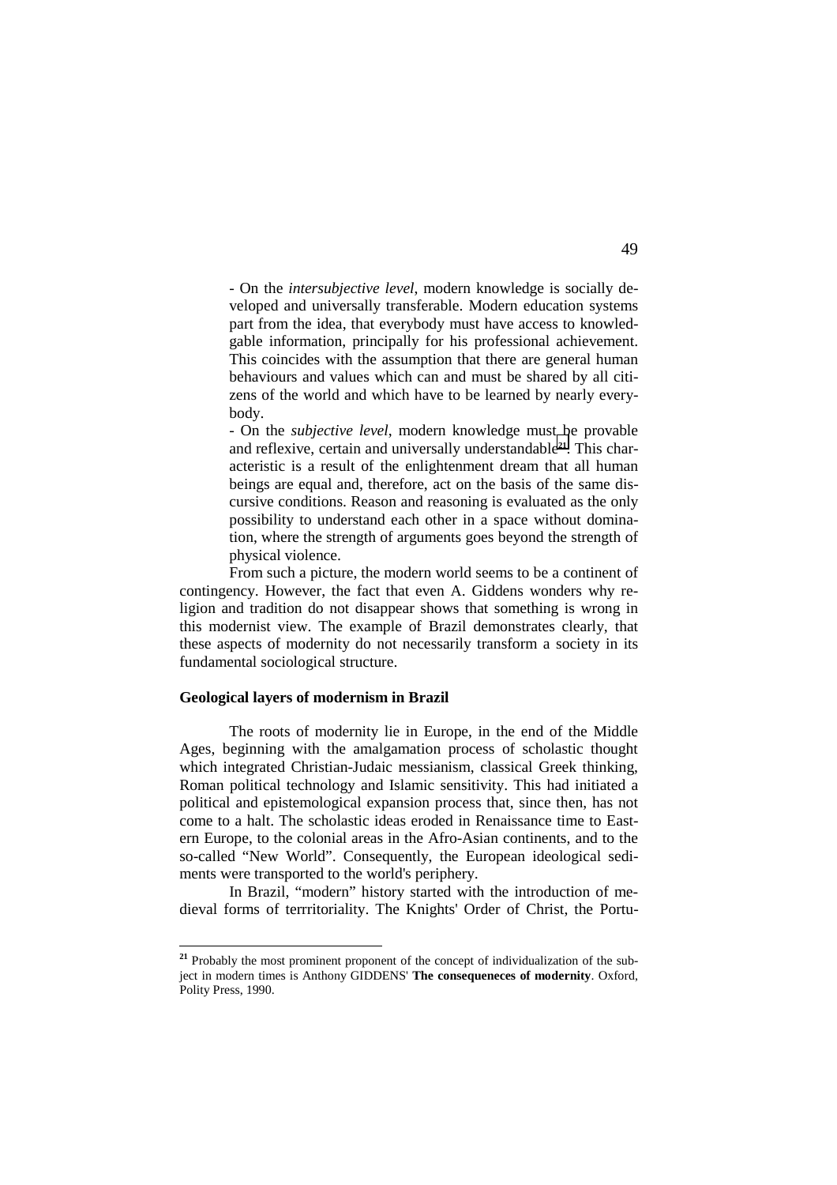- On the *intersubjective level*, modern knowledge is socially developed and universally transferable. Modern education systems part from the idea, that everybody must have access to knowledgable information, principally for his professional achievement. This coincides with the assumption that there are general human behaviours and values which can and must be shared by all citizens of the world and which have to be learned by nearly everybody.

- On the *subjective level*, modern knowledge must be provable and reflexive, certain and universally understandable[21]. This characteristic is a result of the enlightenment dream that all human beings are equal and, therefore, act on the basis of the same discursive conditions. Reason and reasoning is evaluated as the only possibility to understand each other in a space without domination, where the strength of arguments goes beyond the strength of physical violence.

From such a picture, the modern world seems to be a continent of contingency. However, the fact that even A. Giddens wonders why religion and tradition do not disappear shows that something is wrong in this modernist view. The example of Brazil demonstrates clearly, that these aspects of modernity do not necessarily transform a society in its fundamental sociological structure.

### Geological layers of modernism in Brazil

The roots of modernity lie in Europe, in the end of the Middle Ages, beginning with the amalgamation process of scholastic thought which integrated Christian-Judaic messianism, classical Greek thinking, Roman political technology and Islamic sensitivity. This had initiated a political and epistemological expansion process that, since then, has not come to a halt. The scholastic ideas eroded in Renaissance time to Eastern Europe, to the colonial areas in the Afro-Asian continents, and to the so-called "New World". Consequently, the European ideological sediments were transported to the world's periphery.

In Brazil, "modern" history started with the introduction of medieval forms of terrritoriality. The Knights' Order of Christ, the Portu-

---

[21] Probably the most prominent proponent of the concept of individualization of the subject in modern times is Anthony GIDDENS' **The consequeneces of modernity**. Oxford, Polity Press, 1990.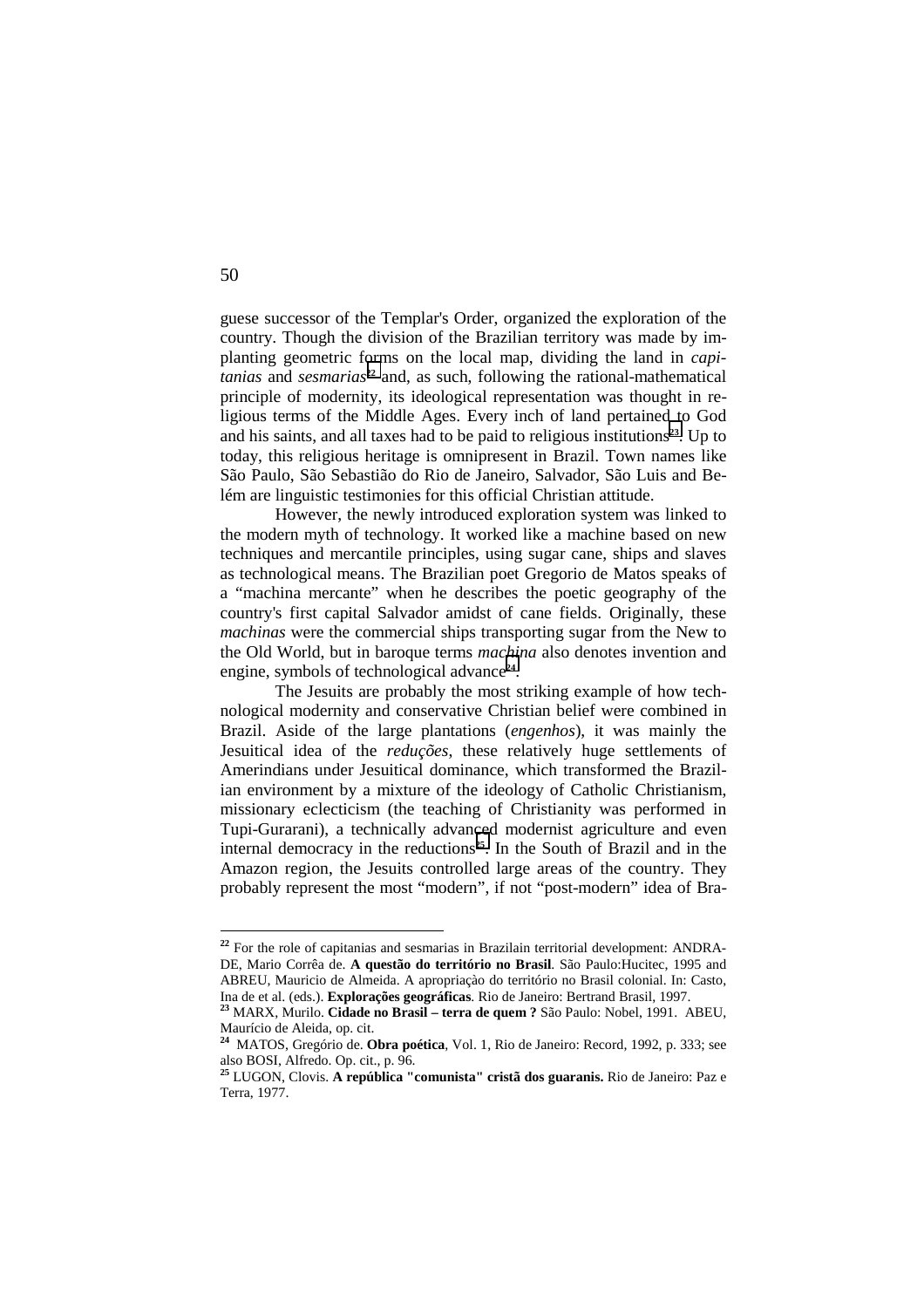guese successor of the Templar's Order, organized the exploration of the country. Though the division of the Brazilian territory was made by implanting geometric forms on the local map, dividing the land in *capitanias* and *sesmarias*[22] and, as such, following the rational-mathematical principle of modernity, its ideological representation was thought in religious terms of the Middle Ages. Every inch of land pertained to God and his saints, and all taxes had to be paid to religious institutions[23]. Up to today, this religious heritage is omnipresent in Brazil. Town names like São Paulo, São Sebastião do Rio de Janeiro, Salvador, São Luis and Belém are linguistic testimonies for this official Christian attitude.

However, the newly introduced exploration system was linked to the modern myth of technology. It worked like a machine based on new techniques and mercantile principles, using sugar cane, ships and slaves as technological means. The Brazilian poet Gregorio de Matos speaks of a "machina mercante" when he describes the poetic geography of the country's first capital Salvador amidst of cane fields. Originally, these *machinas* were the commercial ships transporting sugar from the New to the Old World, but in baroque terms *machina* also denotes invention and engine, symbols of technological advance[24].

The Jesuits are probably the most striking example of how technological modernity and conservative Christian belief were combined in Brazil. Aside of the large plantations (*engenhos*), it was mainly the Jesuitical idea of the *reduções*, these relatively huge settlements of Amerindians under Jesuitical dominance, which transformed the Brazilian environment by a mixture of the ideology of Catholic Christianism, missionary eclecticism (the teaching of Christianity was performed in Tupi-Gurarani), a technically advanced modernist agriculture and even internal democracy in the reductions[25]. In the South of Brazil and in the Amazon region, the Jesuits controlled large areas of the country. They probably represent the most "modern", if not "post-modern" idea of Bra-

---

[22] For the role of capitanias and sesmarias in Brazilain territorial development: ANDRADE, Mario Corrêa de. **A questão do território no Brasil**. São Paulo:Hucitec, 1995 and ABREU, Mauricio de Almeida. A apropriaçào do território no Brasil colonial. In: Casto, Ina de et al. (eds.). **Explorações geográficas**. Rio de Janeiro: Bertrand Brasil, 1997.

[23] MARX, Murilo. **Cidade no Brasil – terra de quem ?** São Paulo: Nobel, 1991. ABEU, Maurício de Aleida, op. cit.

[24] MATOS, Gregório de. **Obra poética**, Vol. 1, Rio de Janeiro: Record, 1992, p. 333; see also BOSI, Alfredo. Op. cit., p. 96.

[25] LUGON, Clovis. **A república "comunista" cristã dos guaranis.** Rio de Janeiro: Paz e Terra, 1977.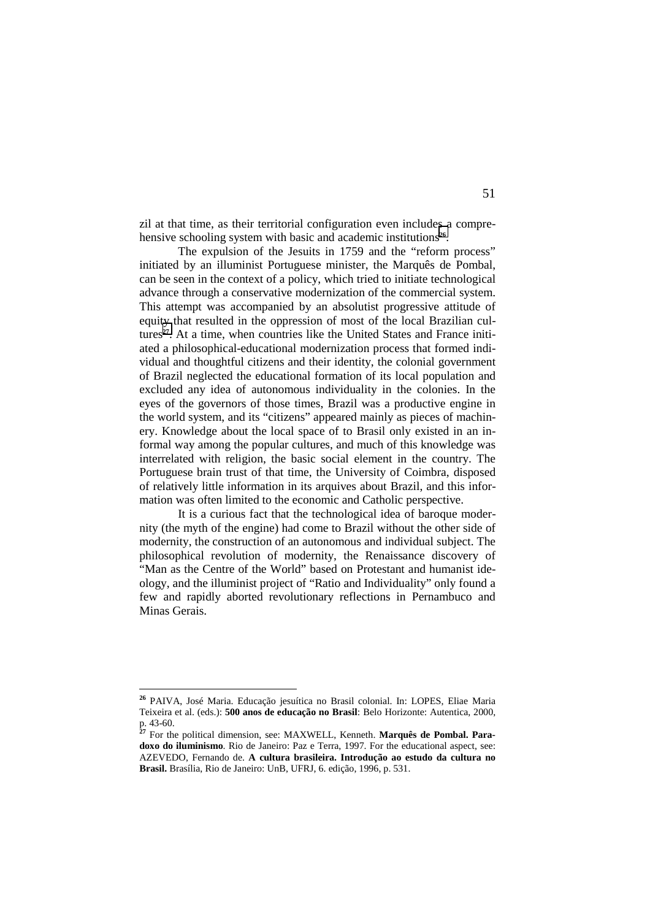zil at that time, as their territorial configuration even includes a comprehensive schooling system with basic and academic institutions[26].

The expulsion of the Jesuits in 1759 and the "reform process" initiated by an illuminist Portuguese minister, the Marquês de Pombal, can be seen in the context of a policy, which tried to initiate technological advance through a conservative modernization of the commercial system. This attempt was accompanied by an absolutist progressive attitude of equity that resulted in the oppression of most of the local Brazilian cultures[27]. At a time, when countries like the United States and France initiated a philosophical-educational modernization process that formed individual and thoughtful citizens and their identity, the colonial government of Brazil neglected the educational formation of its local population and excluded any idea of autonomous individuality in the colonies. In the eyes of the governors of those times, Brazil was a productive engine in the world system, and its "citizens" appeared mainly as pieces of machinery. Knowledge about the local space of to Brasil only existed in an informal way among the popular cultures, and much of this knowledge was interrelated with religion, the basic social element in the country. The Portuguese brain trust of that time, the University of Coimbra, disposed of relatively little information in its arquives about Brazil, and this information was often limited to the economic and Catholic perspective.

It is a curious fact that the technological idea of baroque modernity (the myth of the engine) had come to Brazil without the other side of modernity, the construction of an autonomous and individual subject. The philosophical revolution of modernity, the Renaissance discovery of "Man as the Centre of the World" based on Protestant and humanist ideology, and the illuminist project of "Ratio and Individuality" only found a few and rapidly aborted revolutionary reflections in Pernambuco and Minas Gerais.

---

[26] PAIVA, José Maria. Educação jesuítica no Brasil colonial. In: LOPES, Eliae Maria Teixeira et al. (eds.): **500 anos de educação no Brasil**: Belo Horizonte: Autentica, 2000, p. 43-60.

[27] For the political dimension, see: MAXWELL, Kenneth. **Marquês de Pombal. Paradoxo do iluminismo**. Rio de Janeiro: Paz e Terra, 1997. For the educational aspect, see: AZEVEDO, Fernando de. **A cultura brasileira. Introdução ao estudo da cultura no Brasil.** Brasília, Rio de Janeiro: UnB, UFRJ, 6. edição, 1996, p. 531.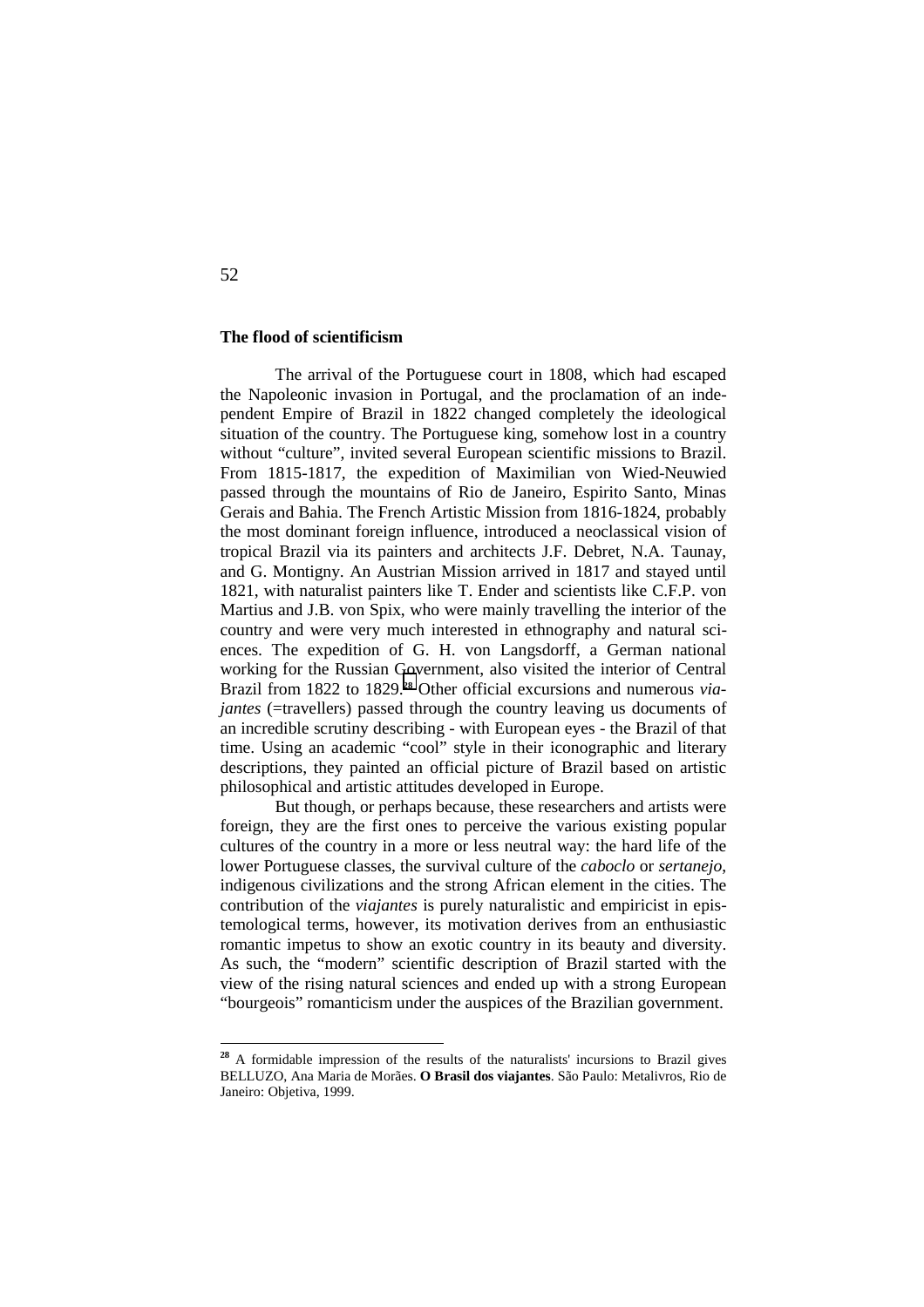**The flood of scientificism**

The arrival of the Portuguese court in 1808, which had escaped the Napoleonic invasion in Portugal, and the proclamation of an independent Empire of Brazil in 1822 changed completely the ideological situation of the country. The Portuguese king, somehow lost in a country without "culture", invited several European scientific missions to Brazil. From 1815-1817, the expedition of Maximilian von Wied-Neuwied passed through the mountains of Rio de Janeiro, Espirito Santo, Minas Gerais and Bahia. The French Artistic Mission from 1816-1824, probably the most dominant foreign influence, introduced a neoclassical vision of tropical Brazil via its painters and architects J.F. Debret, N.A. Taunay, and G. Montigny. An Austrian Mission arrived in 1817 and stayed until 1821, with naturalist painters like T. Ender and scientists like C.F.P. von Martius and J.B. von Spix, who were mainly travelling the interior of the country and were very much interested in ethnography and natural sciences. The expedition of G. H. von Langsdorff, a German national working for the Russian Government, also visited the interior of Central Brazil from 1822 to 1829.[28] Other official excursions and numerous *viajantes* (=travellers) passed through the country leaving us documents of an incredible scrutiny describing - with European eyes - the Brazil of that time. Using an academic "cool" style in their iconographic and literary descriptions, they painted an official picture of Brazil based on artistic philosophical and artistic attitudes developed in Europe.

But though, or perhaps because, these researchers and artists were foreign, they are the first ones to perceive the various existing popular cultures of the country in a more or less neutral way: the hard life of the lower Portuguese classes, the survival culture of the *caboclo* or *sertanejo*, indigenous civilizations and the strong African element in the cities. The contribution of the *viajantes* is purely naturalistic and empiricist in epistemological terms, however, its motivation derives from an enthusiastic romantic impetus to show an exotic country in its beauty and diversity. As such, the "modern" scientific description of Brazil started with the view of the rising natural sciences and ended up with a strong European "bourgeois" romanticism under the auspices of the Brazilian government.

---

[28] A formidable impression of the results of the naturalists' incursions to Brazil gives BELLUZO, Ana Maria de Morães. **O Brasil dos viajantes**. São Paulo: Metalivros, Rio de Janeiro: Objetiva, 1999.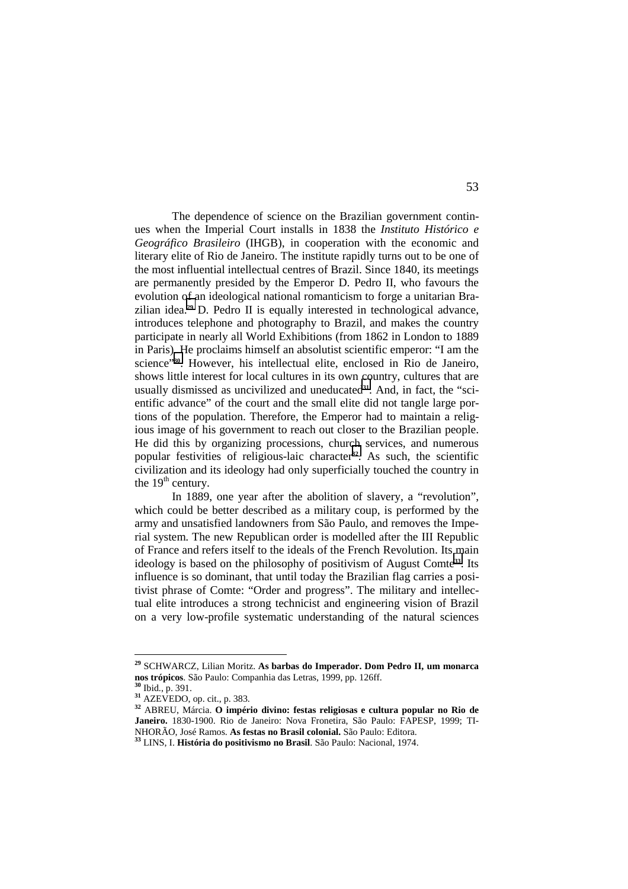The dependence of science on the Brazilian government continues when the Imperial Court installs in 1838 the *Instituto Histórico e Geográfico Brasileiro* (IHGB), in cooperation with the economic and literary elite of Rio de Janeiro. The institute rapidly turns out to be one of the most influential intellectual centres of Brazil. Since 1840, its meetings are permanently presided by the Emperor D. Pedro II, who favours the evolution of an ideological national romanticism to forge a unitarian Brazilian idea.[29] D. Pedro II is equally interested in technological advance, introduces telephone and photography to Brazil, and makes the country participate in nearly all World Exhibitions (from 1862 in London to 1889 in Paris). He proclaims himself an absolutist scientific emperor: "I am the science"[30]. However, his intellectual elite, enclosed in Rio de Janeiro, shows little interest for local cultures in its own country, cultures that are usually dismissed as uncivilized and uneducated[31]. And, in fact, the "scientific advance" of the court and the small elite did not tangle large portions of the population. Therefore, the Emperor had to maintain a religious image of his government to reach out closer to the Brazilian people. He did this by organizing processions, church services, and numerous popular festivities of religious-laic character[32]. As such, the scientific civilization and its ideology had only superficially touched the country in the 19th century.

In 1889, one year after the abolition of slavery, a "revolution", which could be better described as a military coup, is performed by the army and unsatisfied landowners from São Paulo, and removes the Imperial system. The new Republican order is modelled after the III Republic of France and refers itself to the ideals of the French Revolution. Its main ideology is based on the philosophy of positivism of August Comte[33]. Its influence is so dominant, that until today the Brazilian flag carries a positivist phrase of Comte: "Order and progress". The military and intellectual elite introduces a strong technicist and engineering vision of Brazil on a very low-profile systematic understanding of the natural sciences

---

[29] SCHWARCZ, Lilian Moritz. **As barbas do Imperador. Dom Pedro II, um monarca nos trópicos**. São Paulo: Companhia das Letras, 1999, pp. 126ff.

[30] Ibid., p. 391.

[31] AZEVEDO, op. cit., p. 383.

[32] ABREU, Márcia. **O império divino: festas religiosas e cultura popular no Rio de Janeiro.** 1830-1900. Rio de Janeiro: Nova Fronetira, São Paulo: FAPESP, 1999; TINHORÃO, José Ramos. **As festas no Brasil colonial.** São Paulo: Editora.

[33] LINS, I. **História do positivismo no Brasil**. São Paulo: Nacional, 1974.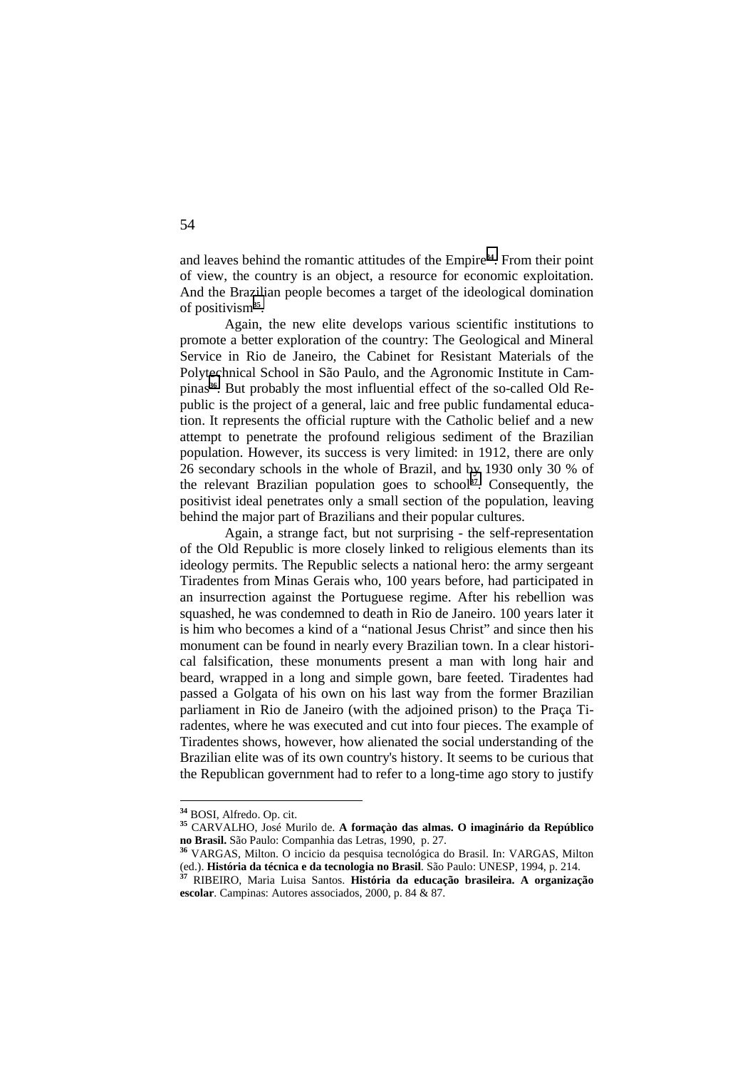and leaves behind the romantic attitudes of the Empire[34]. From their point of view, the country is an object, a resource for economic exploitation. And the Brazilian people becomes a target of the ideological domination of positivism[35].

Again, the new elite develops various scientific institutions to promote a better exploration of the country: The Geological and Mineral Service in Rio de Janeiro, the Cabinet for Resistant Materials of the Polytechnical School in São Paulo, and the Agronomic Institute in Campinas[36]. But probably the most influential effect of the so-called Old Republic is the project of a general, laic and free public fundamental education. It represents the official rupture with the Catholic belief and a new attempt to penetrate the profound religious sediment of the Brazilian population. However, its success is very limited: in 1912, there are only 26 secondary schools in the whole of Brazil, and by 1930 only 30 % of the relevant Brazilian population goes to school[37]. Consequently, the positivist ideal penetrates only a small section of the population, leaving behind the major part of Brazilians and their popular cultures.

Again, a strange fact, but not surprising - the self-representation of the Old Republic is more closely linked to religious elements than its ideology permits. The Republic selects a national hero: the army sergeant Tiradentes from Minas Gerais who, 100 years before, had participated in an insurrection against the Portuguese regime. After his rebellion was squashed, he was condemned to death in Rio de Janeiro. 100 years later it is him who becomes a kind of a "national Jesus Christ" and since then his monument can be found in nearly every Brazilian town. In a clear historical falsification, these monuments present a man with long hair and beard, wrapped in a long and simple gown, bare feeted. Tiradentes had passed a Golgata of his own on his last way from the former Brazilian parliament in Rio de Janeiro (with the adjoined prison) to the Praça Tiradentes, where he was executed and cut into four pieces. The example of Tiradentes shows, however, how alienated the social understanding of the Brazilian elite was of its own country's history. It seems to be curious that the Republican government had to refer to a long-time ago story to justify

---

[34] BOSI, Alfredo. Op. cit.

[35] CARVALHO, José Murilo de. **A formaçào das almas. O imaginário da Repúblico no Brasil.** São Paulo: Companhia das Letras, 1990, p. 27.

[36] VARGAS, Milton. O incicio da pesquisa tecnológica do Brasil. In: VARGAS, Milton (ed.). **História da técnica e da tecnologia no Brasil**. São Paulo: UNESP, 1994, p. 214.

[37] RIBEIRO, Maria Luisa Santos. **História da educação brasileira. A organização escolar**. Campinas: Autores associados, 2000, p. 84 & 87.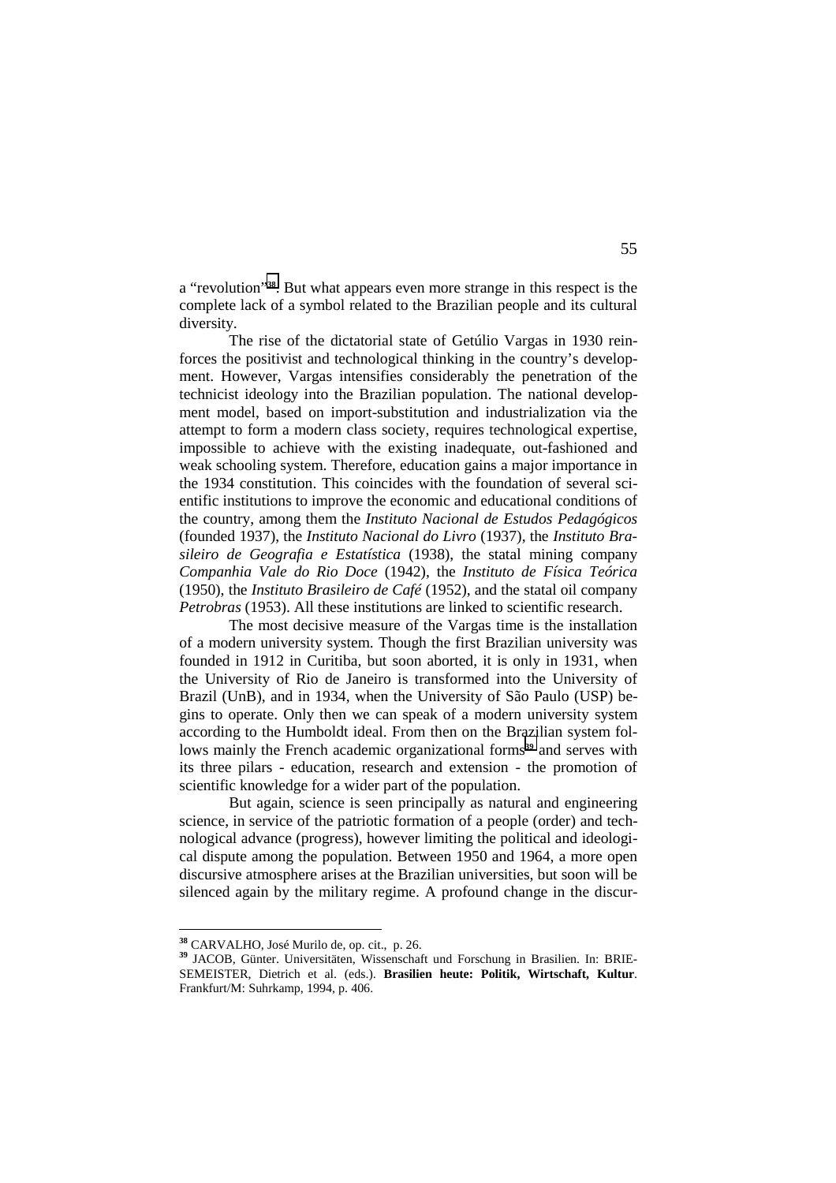a "revolution"[38]. But what appears even more strange in this respect is the complete lack of a symbol related to the Brazilian people and its cultural diversity.

The rise of the dictatorial state of Getúlio Vargas in 1930 reinforces the positivist and technological thinking in the country's development. However, Vargas intensifies considerably the penetration of the technicist ideology into the Brazilian population. The national development model, based on import-substitution and industrialization via the attempt to form a modern class society, requires technological expertise, impossible to achieve with the existing inadequate, out-fashioned and weak schooling system. Therefore, education gains a major importance in the 1934 constitution. This coincides with the foundation of several scientific institutions to improve the economic and educational conditions of the country, among them the *Instituto Nacional de Estudos Pedagógicos* (founded 1937), the *Instituto Nacional do Livro* (1937), the *Instituto Brasileiro de Geografia e Estatística* (1938), the statal mining company *Companhia Vale do Rio Doce* (1942), the *Instituto de Física Teórica* (1950), the *Instituto Brasileiro de Café* (1952), and the statal oil company *Petrobras* (1953). All these institutions are linked to scientific research.

The most decisive measure of the Vargas time is the installation of a modern university system. Though the first Brazilian university was founded in 1912 in Curitiba, but soon aborted, it is only in 1931, when the University of Rio de Janeiro is transformed into the University of Brazil (UnB), and in 1934, when the University of São Paulo (USP) begins to operate. Only then we can speak of a modern university system according to the Humboldt ideal. From then on the Brazilian system follows mainly the French academic organizational forms[39] and serves with its three pilars - education, research and extension - the promotion of scientific knowledge for a wider part of the population.

But again, science is seen principally as natural and engineering science, in service of the patriotic formation of a people (order) and technological advance (progress), however limiting the political and ideological dispute among the population. Between 1950 and 1964, a more open discursive atmosphere arises at the Brazilian universities, but soon will be silenced again by the military regime. A profound change in the discur-

---

[38] CARVALHO, José Murilo de, op. cit., p. 26.

[39] JACOB, Günter. Universitäten, Wissenschaft und Forschung in Brasilien. In: BRIESEMEISTER, Dietrich et al. (eds.). **Brasilien heute: Politik, Wirtschaft, Kultur**. Frankfurt/M: Suhrkamp, 1994, p. 406.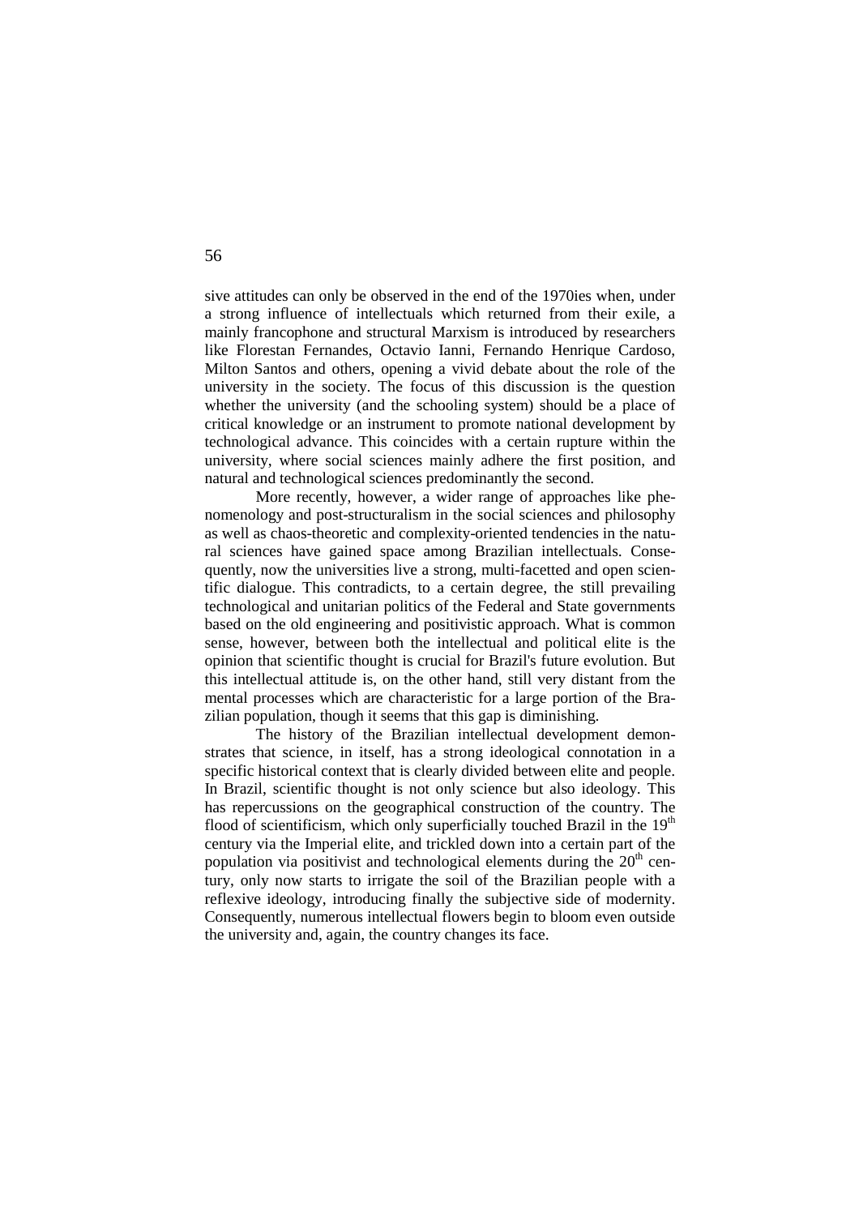sive attitudes can only be observed in the end of the 1970ies when, under a strong influence of intellectuals which returned from their exile, a mainly francophone and structural Marxism is introduced by researchers like Florestan Fernandes, Octavio Ianni, Fernando Henrique Cardoso, Milton Santos and others, opening a vivid debate about the role of the university in the society. The focus of this discussion is the question whether the university (and the schooling system) should be a place of critical knowledge or an instrument to promote national development by technological advance. This coincides with a certain rupture within the university, where social sciences mainly adhere the first position, and natural and technological sciences predominantly the second.

More recently, however, a wider range of approaches like phenomenology and post-structuralism in the social sciences and philosophy as well as chaos-theoretic and complexity-oriented tendencies in the natural sciences have gained space among Brazilian intellectuals. Consequently, now the universities live a strong, multi-facetted and open scientific dialogue. This contradicts, to a certain degree, the still prevailing technological and unitarian politics of the Federal and State governments based on the old engineering and positivistic approach. What is common sense, however, between both the intellectual and political elite is the opinion that scientific thought is crucial for Brazil's future evolution. But this intellectual attitude is, on the other hand, still very distant from the mental processes which are characteristic for a large portion of the Brazilian population, though it seems that this gap is diminishing.

The history of the Brazilian intellectual development demonstrates that science, in itself, has a strong ideological connotation in a specific historical context that is clearly divided between elite and people. In Brazil, scientific thought is not only science but also ideology. This has repercussions on the geographical construction of the country. The flood of scientificism, which only superficially touched Brazil in the 19th century via the Imperial elite, and trickled down into a certain part of the population via positivist and technological elements during the 20th century, only now starts to irrigate the soil of the Brazilian people with a reflexive ideology, introducing finally the subjective side of modernity. Consequently, numerous intellectual flowers begin to bloom even outside the university and, again, the country changes its face.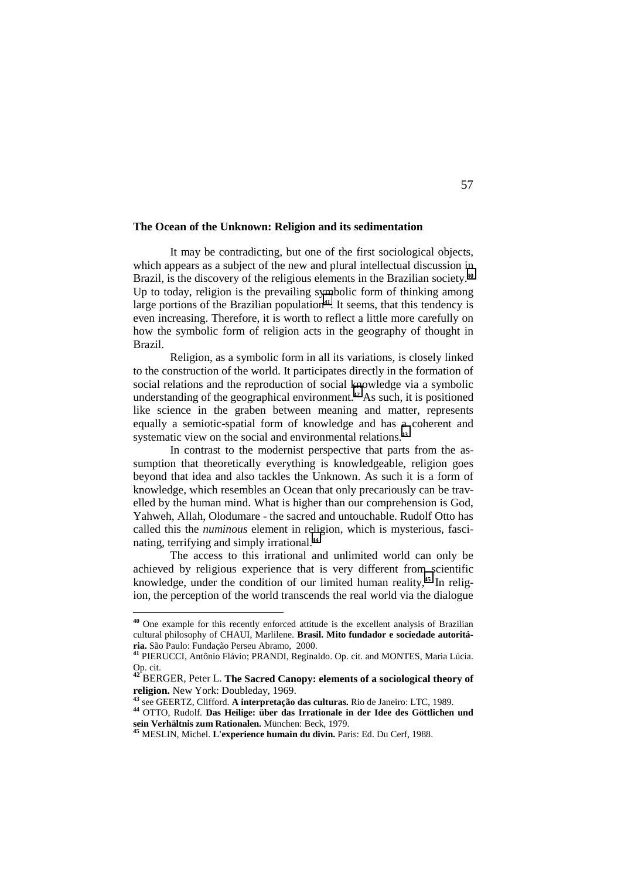## The Ocean of the Unknown: Religion and its sedimentation

It may be contradicting, but one of the first sociological objects, which appears as a subject of the new and plural intellectual discussion in Brazil, is the discovery of the religious elements in the Brazilian society.[40] Up to today, religion is the prevailing symbolic form of thinking among large portions of the Brazilian population[41]. It seems, that this tendency is even increasing. Therefore, it is worth to reflect a little more carefully on how the symbolic form of religion acts in the geography of thought in Brazil.

Religion, as a symbolic form in all its variations, is closely linked to the construction of the world. It participates directly in the formation of social relations and the reproduction of social knowledge via a symbolic understanding of the geographical environment.[42] As such, it is positioned like science in the graben between meaning and matter, represents equally a semiotic-spatial form of knowledge and has a coherent and systematic view on the social and environmental relations.[43]

In contrast to the modernist perspective that parts from the assumption that theoretically everything is knowledgeable, religion goes beyond that idea and also tackles the Unknown. As such it is a form of knowledge, which resembles an Ocean that only precariously can be travelled by the human mind. What is higher than our comprehension is God, Yahweh, Allah, Olodumare - the sacred and untouchable. Rudolf Otto has called this the *numinous* element in religion, which is mysterious, fascinating, terrifying and simply irrational.[44]

The access to this irrational and unlimited world can only be achieved by religious experience that is very different from scientific knowledge, under the condition of our limited human reality.[45] In religion, the perception of the world transcends the real world via the dialogue

---

[40] One example for this recently enforced attitude is the excellent analysis of Brazilian cultural philosophy of CHAUI, Marlilene. **Brasil. Mito fundador e sociedade autoritária.** São Paulo: Fundação Perseu Abramo, 2000.

[41] PIERUCCI, Antônio Flávio; PRANDI, Reginaldo. Op. cit. and MONTES, Maria Lúcia. Op. cit.

[42] BERGER, Peter L. **The Sacred Canopy: elements of a sociological theory of religion.** New York: Doubleday, 1969.

[43] see GEERTZ, Clifford. **A interpretação das culturas.** Rio de Janeiro: LTC, 1989.

[44] OTTO, Rudolf. **Das Heilige: über das Irrationale in der Idee des Göttlichen und sein Verhältnis zum Rationalen.** München: Beck, 1979.

[45] MESLIN, Michel. **L'experience humain du divin.** Paris: Ed. Du Cerf, 1988.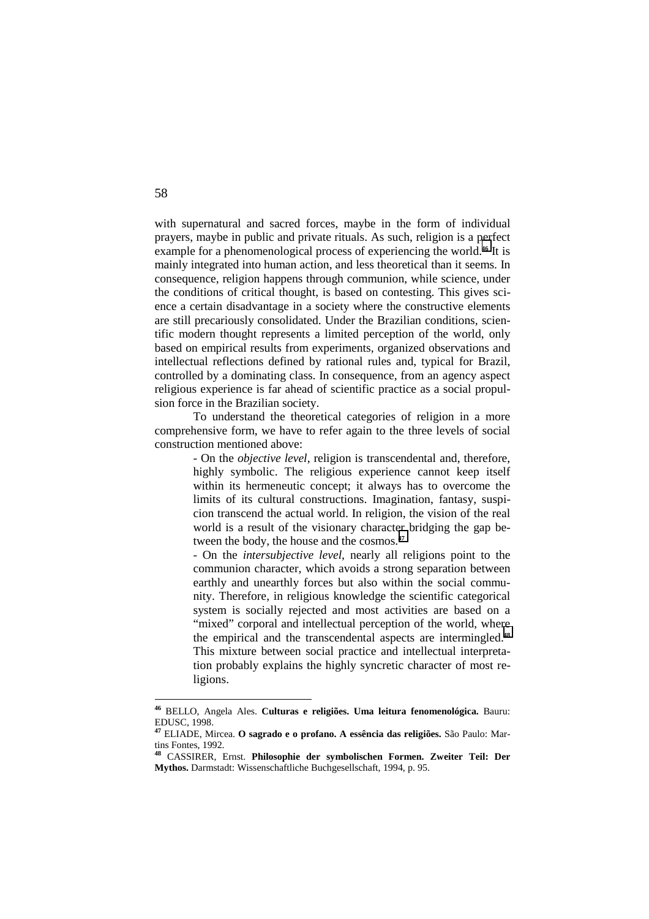with supernatural and sacred forces, maybe in the form of individual prayers, maybe in public and private rituals. As such, religion is a perfect example for a phenomenological process of experiencing the world.[46] It is mainly integrated into human action, and less theoretical than it seems. In consequence, religion happens through communion, while science, under the conditions of critical thought, is based on contesting. This gives science a certain disadvantage in a society where the constructive elements are still precariously consolidated. Under the Brazilian conditions, scientific modern thought represents a limited perception of the world, only based on empirical results from experiments, organized observations and intellectual reflections defined by rational rules and, typical for Brazil, controlled by a dominating class. In consequence, from an agency aspect religious experience is far ahead of scientific practice as a social propulsion force in the Brazilian society.

To understand the theoretical categories of religion in a more comprehensive form, we have to refer again to the three levels of social construction mentioned above:

> - On the *objective level*, religion is transcendental and, therefore, highly symbolic. The religious experience cannot keep itself within its hermeneutic concept; it always has to overcome the limits of its cultural constructions. Imagination, fantasy, suspicion transcend the actual world. In religion, the vision of the real world is a result of the visionary character bridging the gap between the body, the house and the cosmos.[47]
>
> - On the *intersubjective level*, nearly all religions point to the communion character, which avoids a strong separation between earthly and unearthly forces but also within the social community. Therefore, in religious knowledge the scientific categorical system is socially rejected and most activities are based on a "mixed" corporal and intellectual perception of the world, where the empirical and the transcendental aspects are intermingled.[48] This mixture between social practice and intellectual interpretation probably explains the highly syncretic character of most religions.

---

[46] BELLO, Angela Ales. **Culturas e religiões. Uma leitura fenomenológica.** Bauru: EDUSC, 1998.

[47] ELIADE, Mircea. **O sagrado e o profano. A essência das religiões.** São Paulo: Martins Fontes, 1992.

[48] CASSIRER, Ernst. **Philosophie der symbolischen Formen. Zweiter Teil: Der Mythos.** Darmstadt: Wissenschaftliche Buchgesellschaft, 1994, p. 95.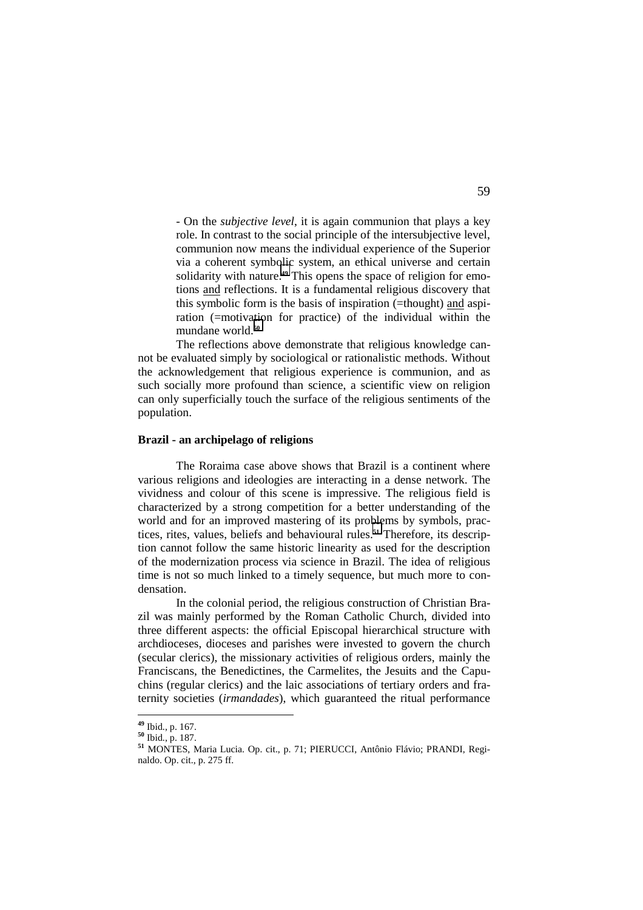- On the *subjective level*, it is again communion that plays a key role. In contrast to the social principle of the intersubjective level, communion now means the individual experience of the Superior via a coherent symbolic system, an ethical universe and certain solidarity with nature.[49] This opens the space of religion for emotions and reflections. It is a fundamental religious discovery that this symbolic form is the basis of inspiration (=thought) and aspiration (=motivation for practice) of the individual within the mundane world.[50]

The reflections above demonstrate that religious knowledge cannot be evaluated simply by sociological or rationalistic methods. Without the acknowledgement that religious experience is communion, and as such socially more profound than science, a scientific view on religion can only superficially touch the surface of the religious sentiments of the population.

**Brazil - an archipelago of religions**

The Roraima case above shows that Brazil is a continent where various religions and ideologies are interacting in a dense network. The vividness and colour of this scene is impressive. The religious field is characterized by a strong competition for a better understanding of the world and for an improved mastering of its problems by symbols, practices, rites, values, beliefs and behavioural rules.[51] Therefore, its description cannot follow the same historic linearity as used for the description of the modernization process via science in Brazil. The idea of religious time is not so much linked to a timely sequence, but much more to condensation.

In the colonial period, the religious construction of Christian Brazil was mainly performed by the Roman Catholic Church, divided into three different aspects: the official Episcopal hierarchical structure with archdioceses, dioceses and parishes were invested to govern the church (secular clerics), the missionary activities of religious orders, mainly the Franciscans, the Benedictines, the Carmelites, the Jesuits and the Capuchins (regular clerics) and the laic associations of tertiary orders and fraternity societies (*irmandades*), which guaranteed the ritual performance

[49] Ibid., p. 167.
[50] Ibid., p. 187.
[51] MONTES, Maria Lucia. Op. cit., p. 71; PIERUCCI, Antônio Flávio; PRANDI, Reginaldo. Op. cit., p. 275 ff.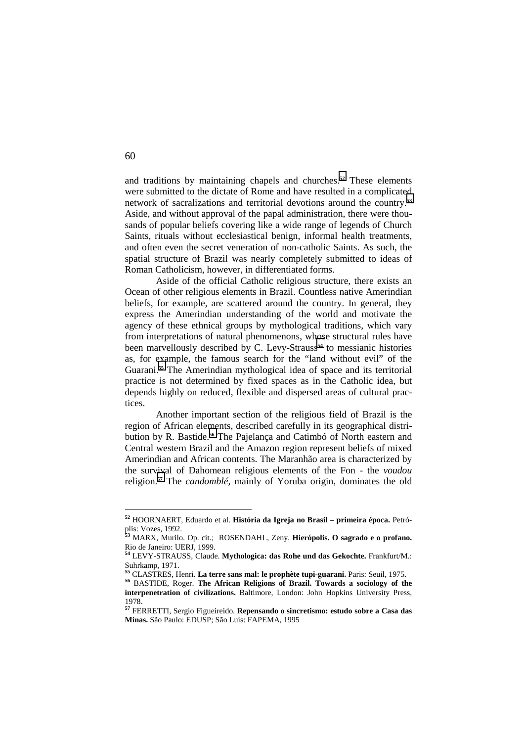and traditions by maintaining chapels and churches.[52] These elements were submitted to the dictate of Rome and have resulted in a complicated network of sacralizations and territorial devotions around the country.[53] Aside, and without approval of the papal administration, there were thousands of popular beliefs covering like a wide range of legends of Church Saints, rituals without ecclesiastical benign, informal health treatments, and often even the secret veneration of non-catholic Saints. As such, the spatial structure of Brazil was nearly completely submitted to ideas of Roman Catholicism, however, in differentiated forms.

Aside of the official Catholic religious structure, there exists an Ocean of other religious elements in Brazil. Countless native Amerindian beliefs, for example, are scattered around the country. In general, they express the Amerindian understanding of the world and motivate the agency of these ethnical groups by mythological traditions, which vary from interpretations of natural phenomenons, whose structural rules have been marvellously described by C. Levy-Strauss[54] to messianic histories as, for example, the famous search for the "land without evil" of the Guarani.[55] The Amerindian mythological idea of space and its territorial practice is not determined by fixed spaces as in the Catholic idea, but depends highly on reduced, flexible and dispersed areas of cultural practices.

Another important section of the religious field of Brazil is the region of African elements, described carefully in its geographical distribution by R. Bastide.[56] The Pajelança and Catimbó of North eastern and Central western Brazil and the Amazon region represent beliefs of mixed Amerindian and African contents. The Maranhão area is characterized by the survival of Dahomean religious elements of the Fon - the *voudou* religion.[57] The *candomblé*, mainly of Yoruba origin, dominates the old

---

[52] HOORNAERT, Eduardo et al. **História da Igreja no Brasil – primeira época.** Petrópolis: Vozes, 1992.

[53] MARX, Murilo. Op. cit.; ROSENDAHL, Zeny. **Hierópolis. O sagrado e o profano.** Rio de Janeiro: UERJ, 1999.

[54] LEVY-STRAUSS, Claude. **Mythologica: das Rohe und das Gekochte.** Frankfurt/M.: Suhrkamp, 1971.

[55] CLASTRES, Henri. **La terre sans mal: le prophète tupi-guarani.** Paris: Seuil, 1975.

[56] BASTIDE, Roger. **The African Religions of Brazil. Towards a sociology of the interpenetration of civilizations.** Baltimore, London: John Hopkins University Press, 1978.

[57] FERRETTI, Sergio Figueireido. **Repensando o sincretismo: estudo sobre a Casa das Minas.** São Paulo: EDUSP; São Luis: FAPEMA, 1995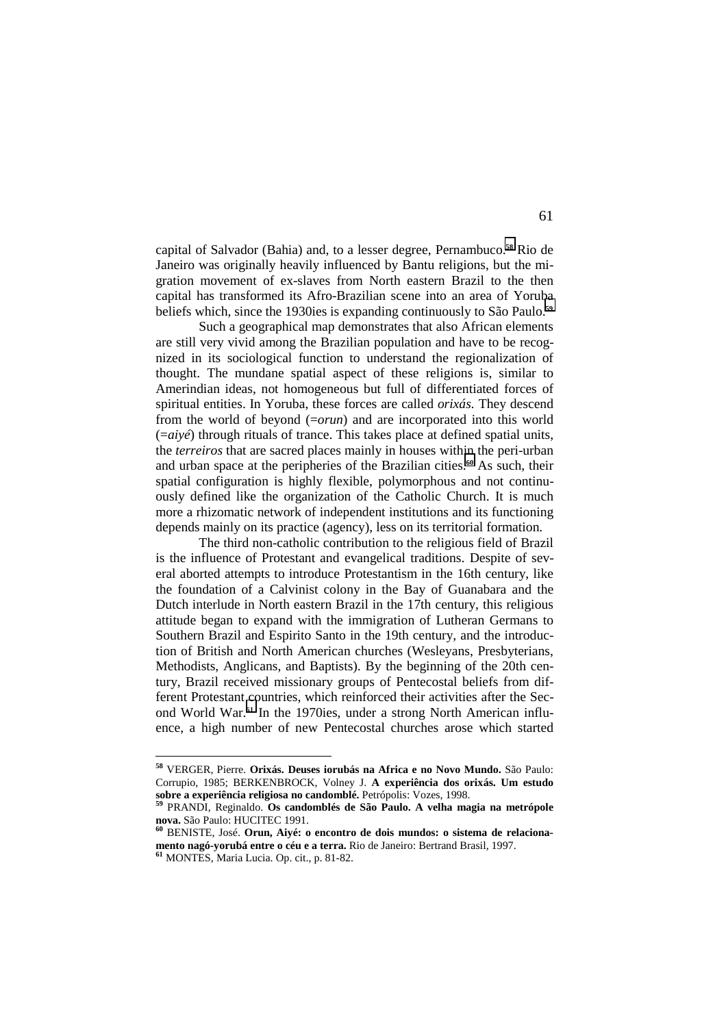capital of Salvador (Bahia) and, to a lesser degree, Pernambuco.[58] Rio de Janeiro was originally heavily influenced by Bantu religions, but the migration movement of ex-slaves from North eastern Brazil to the then capital has transformed its Afro-Brazilian scene into an area of Yoruba beliefs which, since the 1930ies is expanding continuously to São Paulo.[59]

Such a geographical map demonstrates that also African elements are still very vivid among the Brazilian population and have to be recognized in its sociological function to understand the regionalization of thought. The mundane spatial aspect of these religions is, similar to Amerindian ideas, not homogeneous but full of differentiated forces of spiritual entities. In Yoruba, these forces are called *orixás*. They descend from the world of beyond (=*orun*) and are incorporated into this world (=*aiyé*) through rituals of trance. This takes place at defined spatial units, the *terreiros* that are sacred places mainly in houses within the peri-urban and urban space at the peripheries of the Brazilian cities.[60] As such, their spatial configuration is highly flexible, polymorphous and not continuously defined like the organization of the Catholic Church. It is much more a rhizomatic network of independent institutions and its functioning depends mainly on its practice (agency), less on its territorial formation.

The third non-catholic contribution to the religious field of Brazil is the influence of Protestant and evangelical traditions. Despite of several aborted attempts to introduce Protestantism in the 16th century, like the foundation of a Calvinist colony in the Bay of Guanabara and the Dutch interlude in North eastern Brazil in the 17th century, this religious attitude began to expand with the immigration of Lutheran Germans to Southern Brazil and Espirito Santo in the 19th century, and the introduction of British and North American churches (Wesleyans, Presbyterians, Methodists, Anglicans, and Baptists). By the beginning of the 20th century, Brazil received missionary groups of Pentecostal beliefs from different Protestant countries, which reinforced their activities after the Second World War.[61] In the 1970ies, under a strong North American influence, a high number of new Pentecostal churches arose which started

---

[58] VERGER, Pierre. **Orixás. Deuses iorubás na Africa e no Novo Mundo.** São Paulo: Corrupio, 1985; BERKENBROCK, Volney J. **A experiência dos orixás. Um estudo sobre a experiência religiosa no candomblé.** Petrópolis: Vozes, 1998.

[59] PRANDI, Reginaldo. **Os candomblés de São Paulo. A velha magia na metrópole nova.** São Paulo: HUCITEC 1991.

[60] BENISTE, José. **Orun, Aiyé: o encontro de dois mundos: o sistema de relacionamento nagó-yorubá entre o céu e a terra.** Rio de Janeiro: Bertrand Brasil, 1997.

[61] MONTES, Maria Lucia. Op. cit., p. 81-82.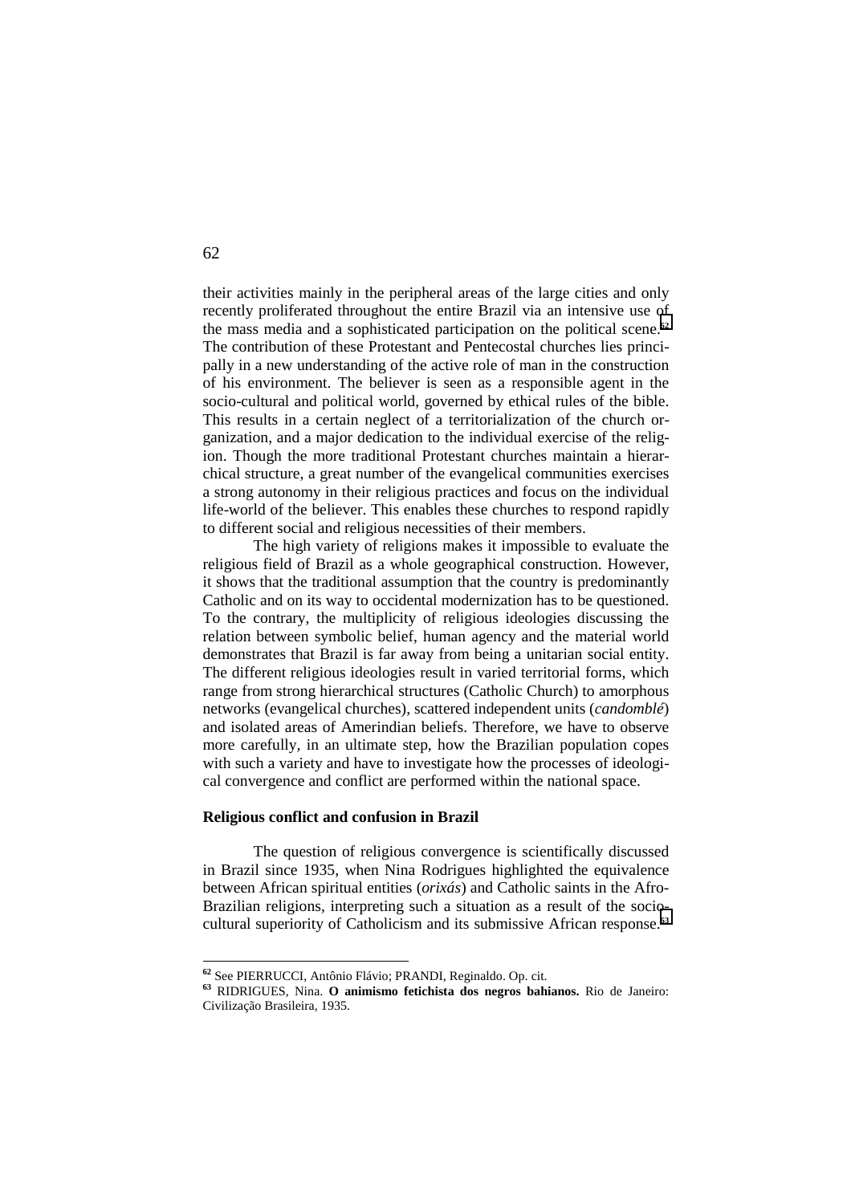their activities mainly in the peripheral areas of the large cities and only recently proliferated throughout the entire Brazil via an intensive use of the mass media and a sophisticated participation on the political scene.[62] The contribution of these Protestant and Pentecostal churches lies principally in a new understanding of the active role of man in the construction of his environment. The believer is seen as a responsible agent in the socio-cultural and political world, governed by ethical rules of the bible. This results in a certain neglect of a territorialization of the church organization, and a major dedication to the individual exercise of the religion. Though the more traditional Protestant churches maintain a hierarchical structure, a great number of the evangelical communities exercises a strong autonomy in their religious practices and focus on the individual life-world of the believer. This enables these churches to respond rapidly to different social and religious necessities of their members.

The high variety of religions makes it impossible to evaluate the religious field of Brazil as a whole geographical construction. However, it shows that the traditional assumption that the country is predominantly Catholic and on its way to occidental modernization has to be questioned. To the contrary, the multiplicity of religious ideologies discussing the relation between symbolic belief, human agency and the material world demonstrates that Brazil is far away from being a unitarian social entity. The different religious ideologies result in varied territorial forms, which range from strong hierarchical structures (Catholic Church) to amorphous networks (evangelical churches), scattered independent units (*candomblé*) and isolated areas of Amerindian beliefs. Therefore, we have to observe more carefully, in an ultimate step, how the Brazilian population copes with such a variety and have to investigate how the processes of ideological convergence and conflict are performed within the national space.

**Religious conflict and confusion in Brazil**

The question of religious convergence is scientifically discussed in Brazil since 1935, when Nina Rodrigues highlighted the equivalence between African spiritual entities (*orixás*) and Catholic saints in the Afro-Brazilian religions, interpreting such a situation as a result of the socio-cultural superiority of Catholicism and its submissive African response.[63]

---

[62] See PIERRUCCI, Antônio Flávio; PRANDI, Reginaldo. Op. cit.

[63] RIDRIGUES, Nina. **O animismo fetichista dos negros bahianos.** Rio de Janeiro: Civilização Brasileira, 1935.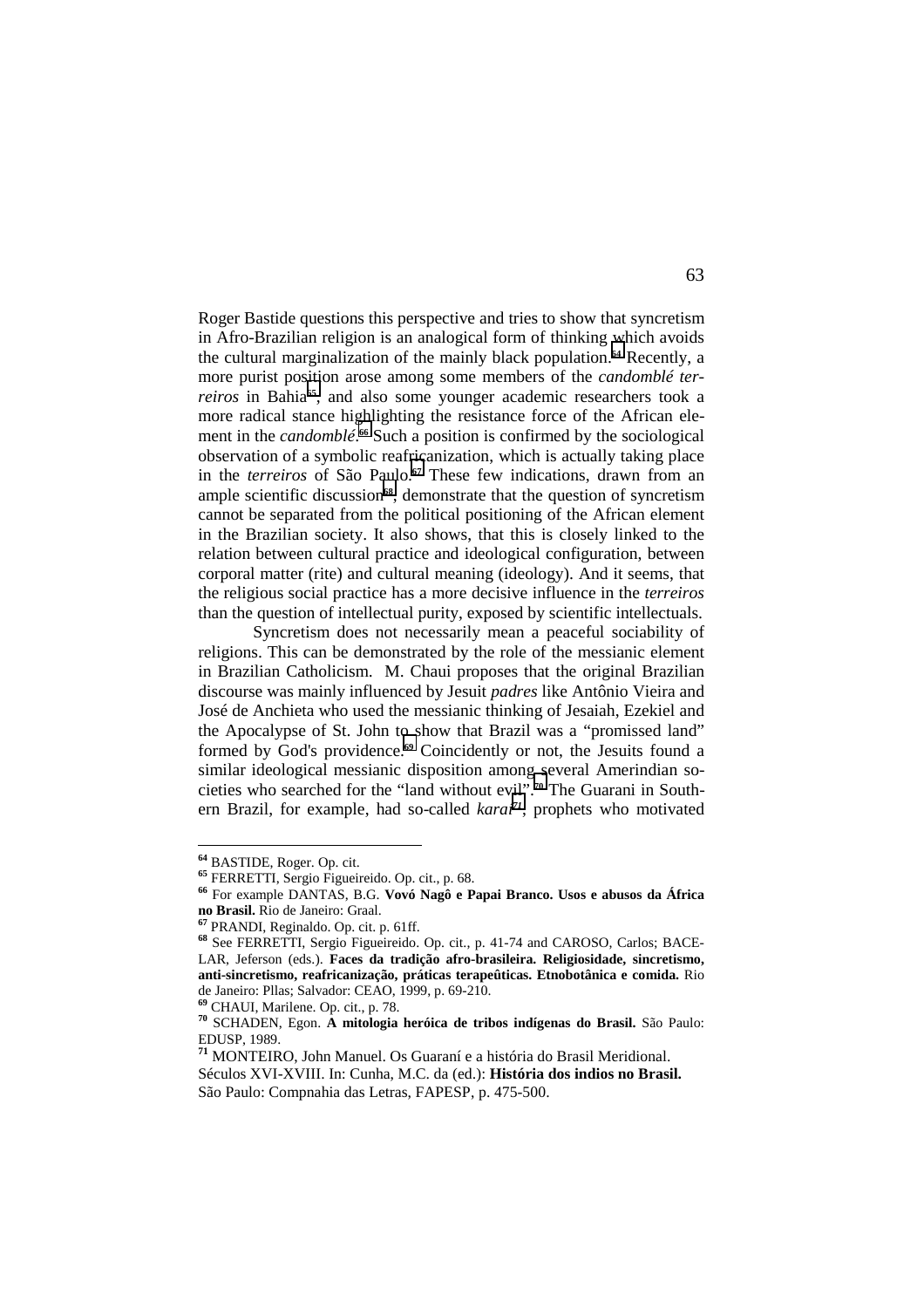Roger Bastide questions this perspective and tries to show that syncretism in Afro-Brazilian religion is an analogical form of thinking which avoids the cultural marginalization of the mainly black population.[64] Recently, a more purist position arose among some members of the *candomblé terreiros* in Bahia[65], and also some younger academic researchers took a more radical stance highlighting the resistance force of the African element in the *candomblé*.[66] Such a position is confirmed by the sociological observation of a symbolic reafricanization, which is actually taking place in the *terreiros* of São Paulo.[67] These few indications, drawn from an ample scientific discussion[68], demonstrate that the question of syncretism cannot be separated from the political positioning of the African element in the Brazilian society. It also shows, that this is closely linked to the relation between cultural practice and ideological configuration, between corporal matter (rite) and cultural meaning (ideology). And it seems, that the religious social practice has a more decisive influence in the *terreiros* than the question of intellectual purity, exposed by scientific intellectuals.

Syncretism does not necessarily mean a peaceful sociability of religions. This can be demonstrated by the role of the messianic element in Brazilian Catholicism. M. Chaui proposes that the original Brazilian discourse was mainly influenced by Jesuit *padres* like Antônio Vieira and José de Anchieta who used the messianic thinking of Jesaiah, Ezekiel and the Apocalypse of St. John to show that Brazil was a "promissed land" formed by God's providence.[69] Coincidently or not, the Jesuits found a similar ideological messianic disposition among several Amerindian societies who searched for the "land without evil".[70] The Guarani in Southern Brazil, for example, had so-called *karai*[71], prophets who motivated

---

[64] BASTIDE, Roger. Op. cit.

[65] FERRETTI, Sergio Figueireido. Op. cit., p. 68.

[66] For example DANTAS, B.G. **Vovó Nagô e Papai Branco. Usos e abusos da África no Brasil.** Rio de Janeiro: Graal.

[67] PRANDI, Reginaldo. Op. cit. p. 61ff.

[68] See FERRETTI, Sergio Figueireido. Op. cit., p. 41-74 and CAROSO, Carlos; BACELAR, Jeferson (eds.). **Faces da tradição afro-brasileira. Religiosidade, sincretismo, anti-sincretismo, reafricanização, práticas terapeûticas. Etnobotânica e comida.** Rio de Janeiro: Pllas; Salvador: CEAO, 1999, p. 69-210.

[69] CHAUI, Marilene. Op. cit., p. 78.

[70] SCHADEN, Egon. **A mitologia heróica de tribos indígenas do Brasil.** São Paulo: EDUSP, 1989.

[71] MONTEIRO, John Manuel. Os Guaraní e a história do Brasil Meridional. Séculos XVI-XVIII. In: Cunha, M.C. da (ed.): **História dos indios no Brasil.** São Paulo: Compnahia das Letras, FAPESP, p. 475-500.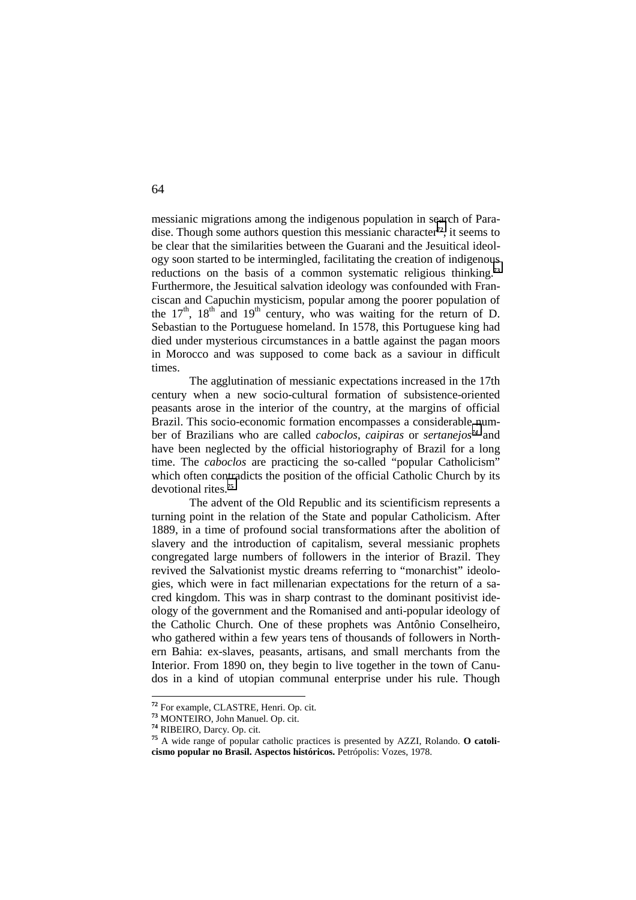messianic migrations among the indigenous population in search of Paradise. Though some authors question this messianic character[72], it seems to be clear that the similarities between the Guarani and the Jesuitical ideology soon started to be intermingled, facilitating the creation of indigenous reductions on the basis of a common systematic religious thinking.[73] Furthermore, the Jesuitical salvation ideology was confounded with Franciscan and Capuchin mysticism, popular among the poorer population of the 17th, 18th and 19th century, who was waiting for the return of D. Sebastian to the Portuguese homeland. In 1578, this Portuguese king had died under mysterious circumstances in a battle against the pagan moors in Morocco and was supposed to come back as a saviour in difficult times.

The agglutination of messianic expectations increased in the 17th century when a new socio-cultural formation of subsistence-oriented peasants arose in the interior of the country, at the margins of official Brazil. This socio-economic formation encompasses a considerable number of Brazilians who are called *caboclos*, *caipiras* or *sertanejos*[74] and have been neglected by the official historiography of Brazil for a long time. The *caboclos* are practicing the so-called "popular Catholicism" which often contradicts the position of the official Catholic Church by its devotional rites.[75]

The advent of the Old Republic and its scientificism represents a turning point in the relation of the State and popular Catholicism. After 1889, in a time of profound social transformations after the abolition of slavery and the introduction of capitalism, several messianic prophets congregated large numbers of followers in the interior of Brazil. They revived the Salvationist mystic dreams referring to "monarchist" ideologies, which were in fact millenarian expectations for the return of a sacred kingdom. This was in sharp contrast to the dominant positivist ideology of the government and the Romanised and anti-popular ideology of the Catholic Church. One of these prophets was Antônio Conselheiro, who gathered within a few years tens of thousands of followers in Northern Bahia: ex-slaves, peasants, artisans, and small merchants from the Interior. From 1890 on, they begin to live together in the town of Canudos in a kind of utopian communal enterprise under his rule. Though

---

[72] For example, CLASTRE, Henri. Op. cit.

[73] MONTEIRO, John Manuel. Op. cit.

[74] RIBEIRO, Darcy. Op. cit.

[75] A wide range of popular catholic practices is presented by AZZI, Rolando. **O catolicismo popular no Brasil. Aspectos históricos.** Petrópolis: Vozes, 1978.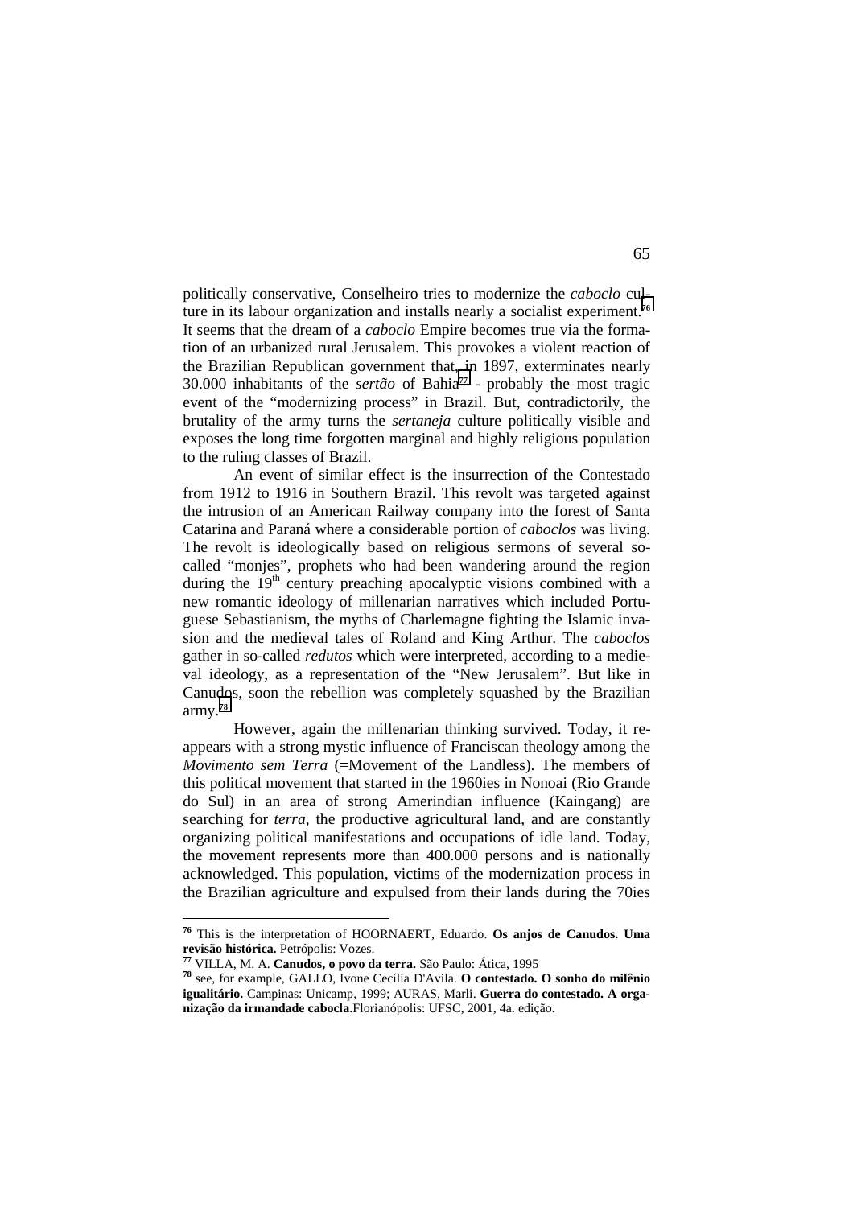politically conservative, Conselheiro tries to modernize the *caboclo* culture in its labour organization and installs nearly a socialist experiment.[76] It seems that the dream of a *caboclo* Empire becomes true via the formation of an urbanized rural Jerusalem. This provokes a violent reaction of the Brazilian Republican government that, in 1897, exterminates nearly 30.000 inhabitants of the *sertão* of Bahia[77] - probably the most tragic event of the "modernizing process" in Brazil. But, contradictorily, the brutality of the army turns the *sertaneja* culture politically visible and exposes the long time forgotten marginal and highly religious population to the ruling classes of Brazil.

An event of similar effect is the insurrection of the Contestado from 1912 to 1916 in Southern Brazil. This revolt was targeted against the intrusion of an American Railway company into the forest of Santa Catarina and Paraná where a considerable portion of *caboclos* was living. The revolt is ideologically based on religious sermons of several so-called "monjes", prophets who had been wandering around the region during the 19th century preaching apocalyptic visions combined with a new romantic ideology of millenarian narratives which included Portuguese Sebastianism, the myths of Charlemagne fighting the Islamic invasion and the medieval tales of Roland and King Arthur. The *caboclos* gather in so-called *redutos* which were interpreted, according to a medieval ideology, as a representation of the "New Jerusalem". But like in Canudos, soon the rebellion was completely squashed by the Brazilian army.[78]

However, again the millenarian thinking survived. Today, it reappears with a strong mystic influence of Franciscan theology among the *Movimento sem Terra* (=Movement of the Landless). The members of this political movement that started in the 1960ies in Nonoai (Rio Grande do Sul) in an area of strong Amerindian influence (Kaingang) are searching for *terra*, the productive agricultural land, and are constantly organizing political manifestations and occupations of idle land. Today, the movement represents more than 400.000 persons and is nationally acknowledged. This population, victims of the modernization process in the Brazilian agriculture and expulsed from their lands during the 70ies

---

[76] This is the interpretation of HOORNAERT, Eduardo. **Os anjos de Canudos. Uma revisão histórica.** Petrópolis: Vozes.

[77] VILLA, M. A. **Canudos, o povo da terra.** São Paulo: Ática, 1995

[78] see, for example, GALLO, Ivone Cecília D'Avila. **O contestado. O sonho do milênio igualitário.** Campinas: Unicamp, 1999; AURAS, Marli. **Guerra do contestado. A organização da irmandade cabocla**.Florianópolis: UFSC, 2001, 4a. edição.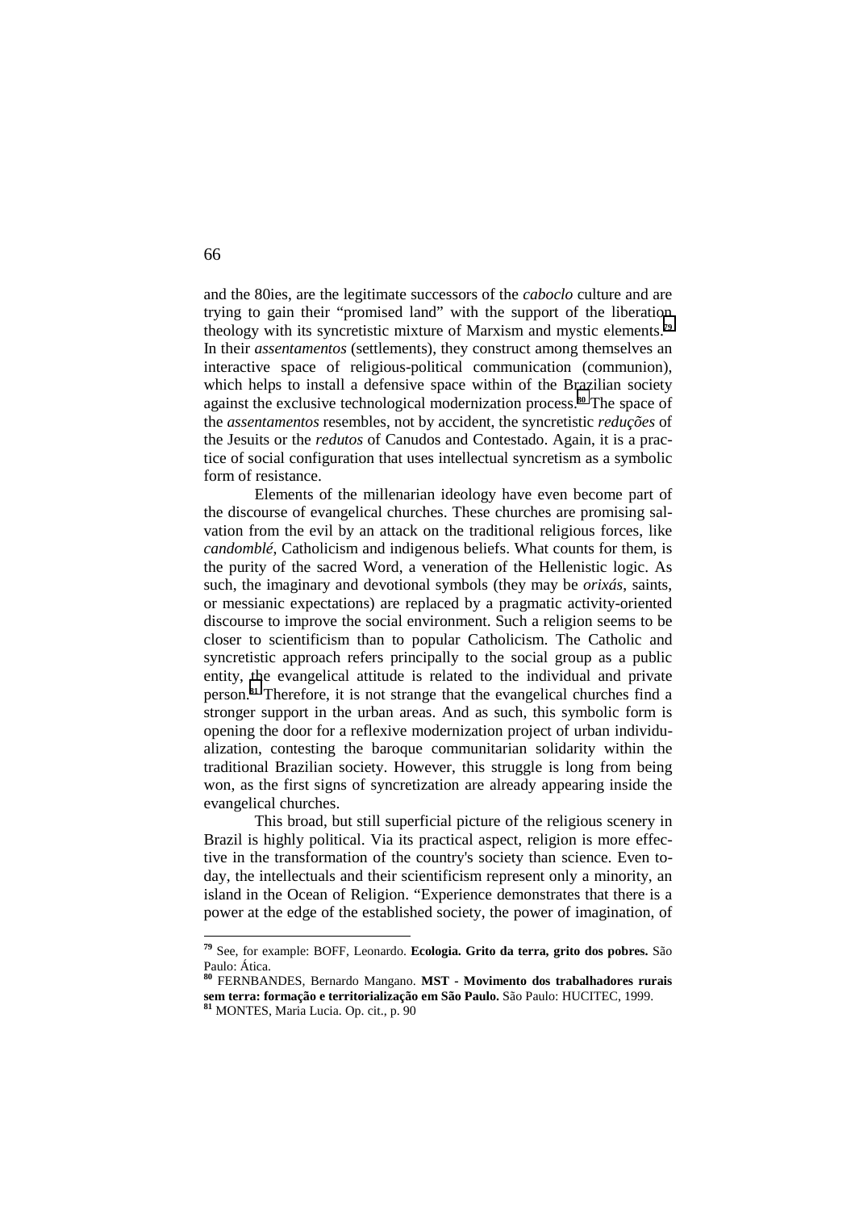and the 80ies, are the legitimate successors of the *caboclo* culture and are trying to gain their "promised land" with the support of the liberation theology with its syncretistic mixture of Marxism and mystic elements.[79] In their *assentamentos* (settlements), they construct among themselves an interactive space of religious-political communication (communion), which helps to install a defensive space within of the Brazilian society against the exclusive technological modernization process.[80] The space of the *assentamentos* resembles, not by accident, the syncretistic *reduções* of the Jesuits or the *redutos* of Canudos and Contestado. Again, it is a practice of social configuration that uses intellectual syncretism as a symbolic form of resistance.

Elements of the millenarian ideology have even become part of the discourse of evangelical churches. These churches are promising salvation from the evil by an attack on the traditional religious forces, like *candomblé*, Catholicism and indigenous beliefs. What counts for them, is the purity of the sacred Word, a veneration of the Hellenistic logic. As such, the imaginary and devotional symbols (they may be *orixás*, saints, or messianic expectations) are replaced by a pragmatic activity-oriented discourse to improve the social environment. Such a religion seems to be closer to scientificism than to popular Catholicism. The Catholic and syncretistic approach refers principally to the social group as a public entity, the evangelical attitude is related to the individual and private person.[81] Therefore, it is not strange that the evangelical churches find a stronger support in the urban areas. And as such, this symbolic form is opening the door for a reflexive modernization project of urban individualization, contesting the baroque communitarian solidarity within the traditional Brazilian society. However, this struggle is long from being won, as the first signs of syncretization are already appearing inside the evangelical churches.

This broad, but still superficial picture of the religious scenery in Brazil is highly political. Via its practical aspect, religion is more effective in the transformation of the country's society than science. Even today, the intellectuals and their scientificism represent only a minority, an island in the Ocean of Religion. "Experience demonstrates that there is a power at the edge of the established society, the power of imagination, of

---

[79] See, for example: BOFF, Leonardo. **Ecologia. Grito da terra, grito dos pobres.** São Paulo: Ática.

[80] FERNBANDES, Bernardo Mangano. **MST - Movimento dos trabalhadores rurais sem terra: formação e territorialização em São Paulo.** São Paulo: HUCITEC, 1999.

[81] MONTES, Maria Lucia. Op. cit., p. 90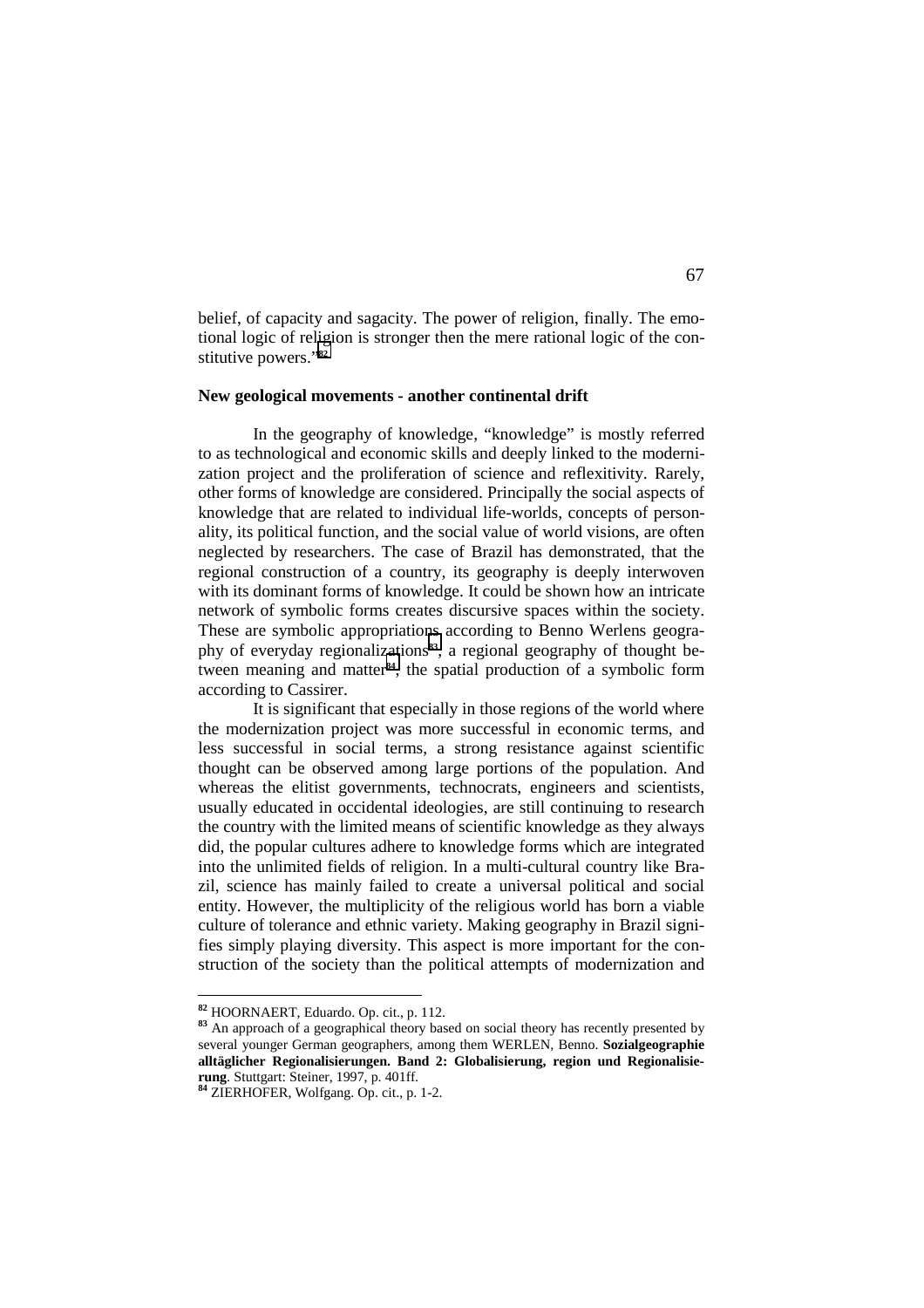belief, of capacity and sagacity. The power of religion, finally. The emotional logic of religion is stronger then the mere rational logic of the constitutive powers."[82]

**New geological movements - another continental drift**

In the geography of knowledge, "knowledge" is mostly referred to as technological and economic skills and deeply linked to the modernization project and the proliferation of science and reflexitivity. Rarely, other forms of knowledge are considered. Principally the social aspects of knowledge that are related to individual life-worlds, concepts of personality, its political function, and the social value of world visions, are often neglected by researchers. The case of Brazil has demonstrated, that the regional construction of a country, its geography is deeply interwoven with its dominant forms of knowledge. It could be shown how an intricate network of symbolic forms creates discursive spaces within the society. These are symbolic appropriations according to Benno Werlens geography of everyday regionalizations[83], a regional geography of thought between meaning and matter[84], the spatial production of a symbolic form according to Cassirer.

It is significant that especially in those regions of the world where the modernization project was more successful in economic terms, and less successful in social terms, a strong resistance against scientific thought can be observed among large portions of the population. And whereas the elitist governments, technocrats, engineers and scientists, usually educated in occidental ideologies, are still continuing to research the country with the limited means of scientific knowledge as they always did, the popular cultures adhere to knowledge forms which are integrated into the unlimited fields of religion. In a multi-cultural country like Brazil, science has mainly failed to create a universal political and social entity. However, the multiplicity of the religious world has born a viable culture of tolerance and ethnic variety. Making geography in Brazil signifies simply playing diversity. This aspect is more important for the construction of the society than the political attempts of modernization and

---

[82] HOORNAERT, Eduardo. Op. cit., p. 112.

[83] An approach of a geographical theory based on social theory has recently presented by several younger German geographers, among them WERLEN, Benno. **Sozialgeographie alltäglicher Regionalisierungen. Band 2: Globalisierung, region und Regionalisierung**. Stuttgart: Steiner, 1997, p. 401ff.

[84] ZIERHOFER, Wolfgang. Op. cit., p. 1-2.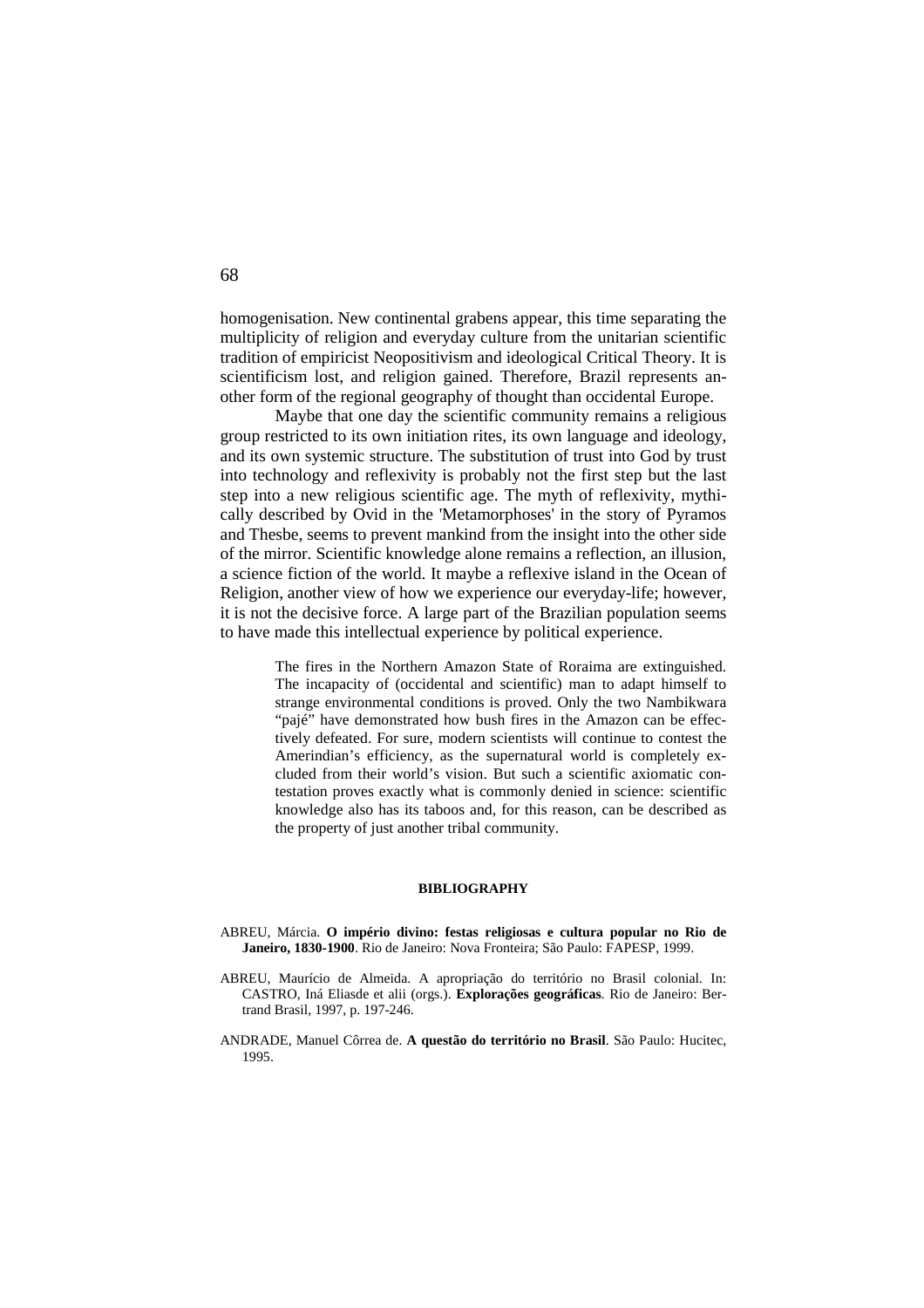homogenisation. New continental grabens appear, this time separating the multiplicity of religion and everyday culture from the unitarian scientific tradition of empiricist Neopositivism and ideological Critical Theory. It is scientificism lost, and religion gained. Therefore, Brazil represents another form of the regional geography of thought than occidental Europe.

Maybe that one day the scientific community remains a religious group restricted to its own initiation rites, its own language and ideology, and its own systemic structure. The substitution of trust into God by trust into technology and reflexivity is probably not the first step but the last step into a new religious scientific age. The myth of reflexivity, mythically described by Ovid in the 'Metamorphoses' in the story of Pyramos and Thesbe, seems to prevent mankind from the insight into the other side of the mirror. Scientific knowledge alone remains a reflection, an illusion, a science fiction of the world. It maybe a reflexive island in the Ocean of Religion, another view of how we experience our everyday-life; however, it is not the decisive force. A large part of the Brazilian population seems to have made this intellectual experience by political experience.

> The fires in the Northern Amazon State of Roraima are extinguished. The incapacity of (occidental and scientific) man to adapt himself to strange environmental conditions is proved. Only the two Nambikwara "pajé" have demonstrated how bush fires in the Amazon can be effectively defeated. For sure, modern scientists will continue to contest the Amerindian's efficiency, as the supernatural world is completely excluded from their world's vision. But such a scientific axiomatic contestation proves exactly what is commonly denied in science: scientific knowledge also has its taboos and, for this reason, can be described as the property of just another tribal community.

## BIBLIOGRAPHY

ABREU, Márcia. **O império divino: festas religiosas e cultura popular no Rio de Janeiro, 1830-1900**. Rio de Janeiro: Nova Fronteira; São Paulo: FAPESP, 1999.

ABREU, Maurício de Almeida. A apropriação do território no Brasil colonial. In: CASTRO, Iná Eliasde et alii (orgs.). **Explorações geográficas**. Rio de Janeiro: Bertrand Brasil, 1997, p. 197-246.

ANDRADE, Manuel Côrrea de. **A questão do território no Brasil**. São Paulo: Hucitec, 1995.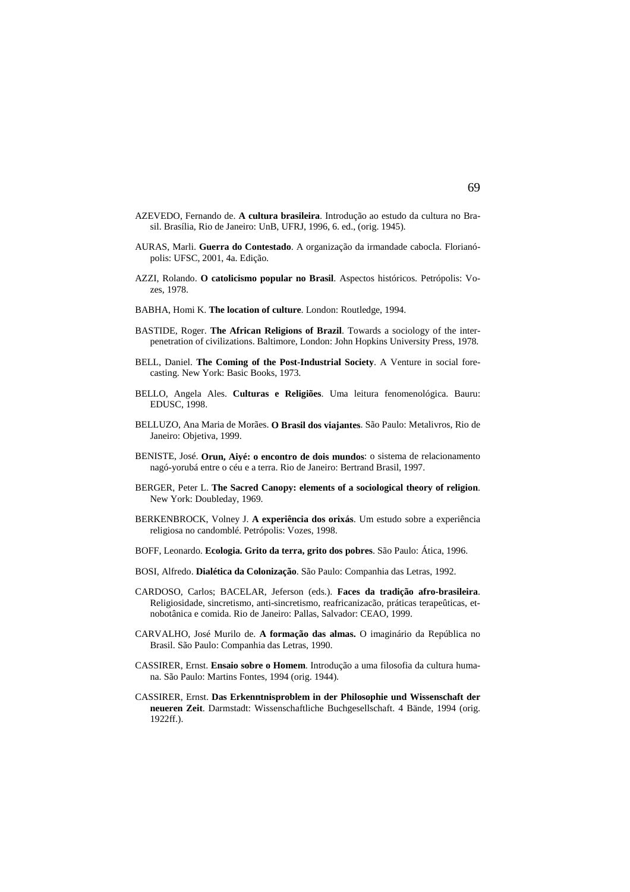AZEVEDO, Fernando de. **A cultura brasileira**. Introdução ao estudo da cultura no Brasil. Brasília, Rio de Janeiro: UnB, UFRJ, 1996, 6. ed., (orig. 1945).

AURAS, Marli. **Guerra do Contestado**. A organização da irmandade cabocla. Florianópolis: UFSC, 2001, 4a. Edição.

AZZI, Rolando. **O catolicismo popular no Brasil**. Aspectos históricos. Petrópolis: Vozes, 1978.

BABHA, Homi K. **The location of culture**. London: Routledge, 1994.

BASTIDE, Roger. **The African Religions of Brazil**. Towards a sociology of the interpenetration of civilizations. Baltimore, London: John Hopkins University Press, 1978.

BELL, Daniel. **The Coming of the Post-Industrial Society**. A Venture in social forecasting. New York: Basic Books, 1973.

BELLO, Angela Ales. **Culturas e Religiões**. Uma leitura fenomenológica. Bauru: EDUSC, 1998.

BELLUZO, Ana Maria de Morães. **O Brasil dos viajantes**. São Paulo: Metalivros, Rio de Janeiro: Objetiva, 1999.

BENISTE, José. **Orun, Aiyé: o encontro de dois mundos**: o sistema de relacionamento nagó-yorubá entre o céu e a terra. Rio de Janeiro: Bertrand Brasil, 1997.

BERGER, Peter L. **The Sacred Canopy: elements of a sociological theory of religion**. New York: Doubleday, 1969.

BERKENBROCK, Volney J. **A experiência dos orixás**. Um estudo sobre a experiência religiosa no candomblé. Petrópolis: Vozes, 1998.

BOFF, Leonardo. **Ecologia. Grito da terra, grito dos pobres**. São Paulo: Ática, 1996.

BOSI, Alfredo. **Dialética da Colonização**. São Paulo: Companhia das Letras, 1992.

CARDOSO, Carlos; BACELAR, Jeferson (eds.). **Faces da tradição afro-brasileira**. Religiosidade, sincretismo, anti-sincretismo, reafricanizacão, práticas terapeûticas, etnobotânica e comida. Rio de Janeiro: Pallas, Salvador: CEAO, 1999.

CARVALHO, José Murilo de. **A formação das almas.** O imaginário da República no Brasil. São Paulo: Companhia das Letras, 1990.

CASSIRER, Ernst. **Ensaio sobre o Homem**. Introdução a uma filosofia da cultura humana. São Paulo: Martins Fontes, 1994 (orig. 1944).

CASSIRER, Ernst. **Das Erkenntnisproblem in der Philosophie und Wissenschaft der neueren Zeit**. Darmstadt: Wissenschaftliche Buchgesellschaft. 4 Bände, 1994 (orig. 1922ff.).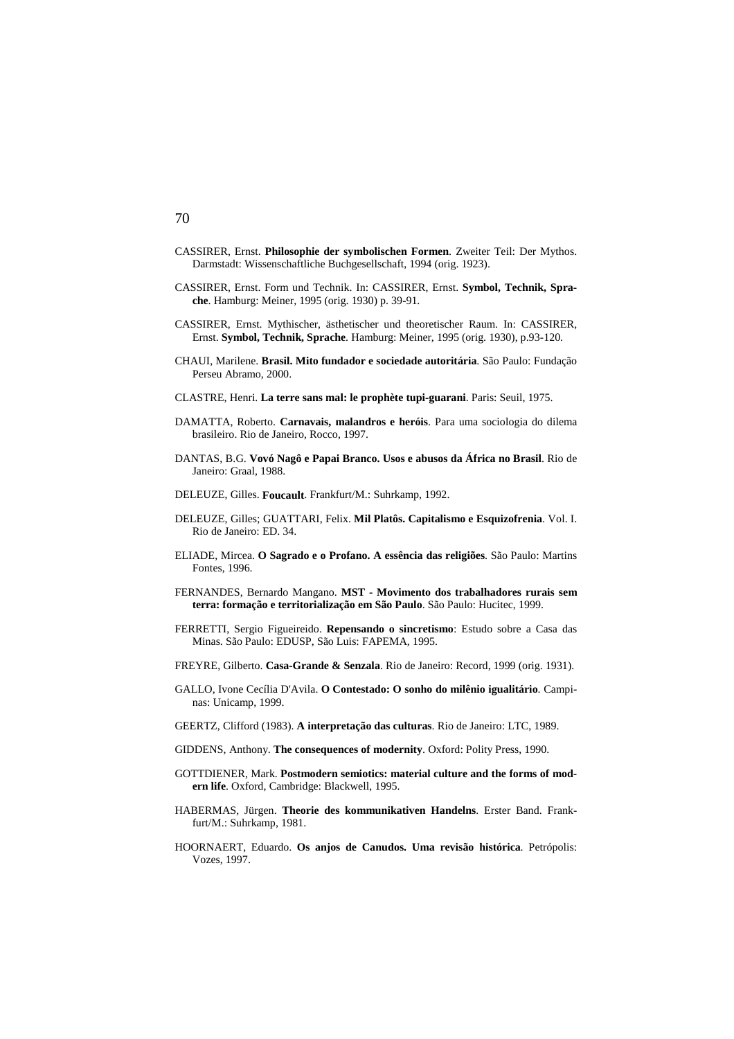CASSIRER, Ernst. **Philosophie der symbolischen Formen**. Zweiter Teil: Der Mythos. Darmstadt: Wissenschaftliche Buchgesellschaft, 1994 (orig. 1923).

CASSIRER, Ernst. Form und Technik. In: CASSIRER, Ernst. **Symbol, Technik, Sprache**. Hamburg: Meiner, 1995 (orig. 1930) p. 39-91.

CASSIRER, Ernst. Mythischer, ästhetischer und theoretischer Raum. In: CASSIRER, Ernst. **Symbol, Technik, Sprache**. Hamburg: Meiner, 1995 (orig. 1930), p.93-120.

CHAUI, Marilene. **Brasil. Mito fundador e sociedade autoritária**. São Paulo: Fundação Perseu Abramo, 2000.

CLASTRE, Henri. **La terre sans mal: le prophète tupi-guarani**. Paris: Seuil, 1975.

DAMATTA, Roberto. **Carnavais, malandros e heróis**. Para uma sociologia do dilema brasileiro. Rio de Janeiro, Rocco, 1997.

DANTAS, B.G. **Vovó Nagô e Papai Branco. Usos e abusos da África no Brasil**. Rio de Janeiro: Graal, 1988.

DELEUZE, Gilles. **Foucault**. Frankfurt/M.: Suhrkamp, 1992.

DELEUZE, Gilles; GUATTARI, Felix. **Mil Platôs. Capitalismo e Esquizofrenia**. Vol. I. Rio de Janeiro: ED. 34.

ELIADE, Mircea. **O Sagrado e o Profano. A essência das religiões**. São Paulo: Martins Fontes, 1996.

FERNANDES, Bernardo Mangano. **MST - Movimento dos trabalhadores rurais sem terra: formação e territorialização em São Paulo**. São Paulo: Hucitec, 1999.

FERRETTI, Sergio Figueireido. **Repensando o sincretismo**: Estudo sobre a Casa das Minas. São Paulo: EDUSP, São Luis: FAPEMA, 1995.

FREYRE, Gilberto. **Casa-Grande & Senzala**. Rio de Janeiro: Record, 1999 (orig. 1931).

GALLO, Ivone Cecília D'Avila. **O Contestado: O sonho do milênio igualitário**. Campinas: Unicamp, 1999.

GEERTZ, Clifford (1983). **A interpretação das culturas**. Rio de Janeiro: LTC, 1989.

GIDDENS, Anthony. **The consequences of modernity**. Oxford: Polity Press, 1990.

GOTTDIENER, Mark. **Postmodern semiotics: material culture and the forms of modern life**. Oxford, Cambridge: Blackwell, 1995.

HABERMAS, Jürgen. **Theorie des kommunikativen Handelns**. Erster Band. Frankfurt/M.: Suhrkamp, 1981.

HOORNAERT, Eduardo. **Os anjos de Canudos. Uma revisão histórica**. Petrópolis: Vozes, 1997.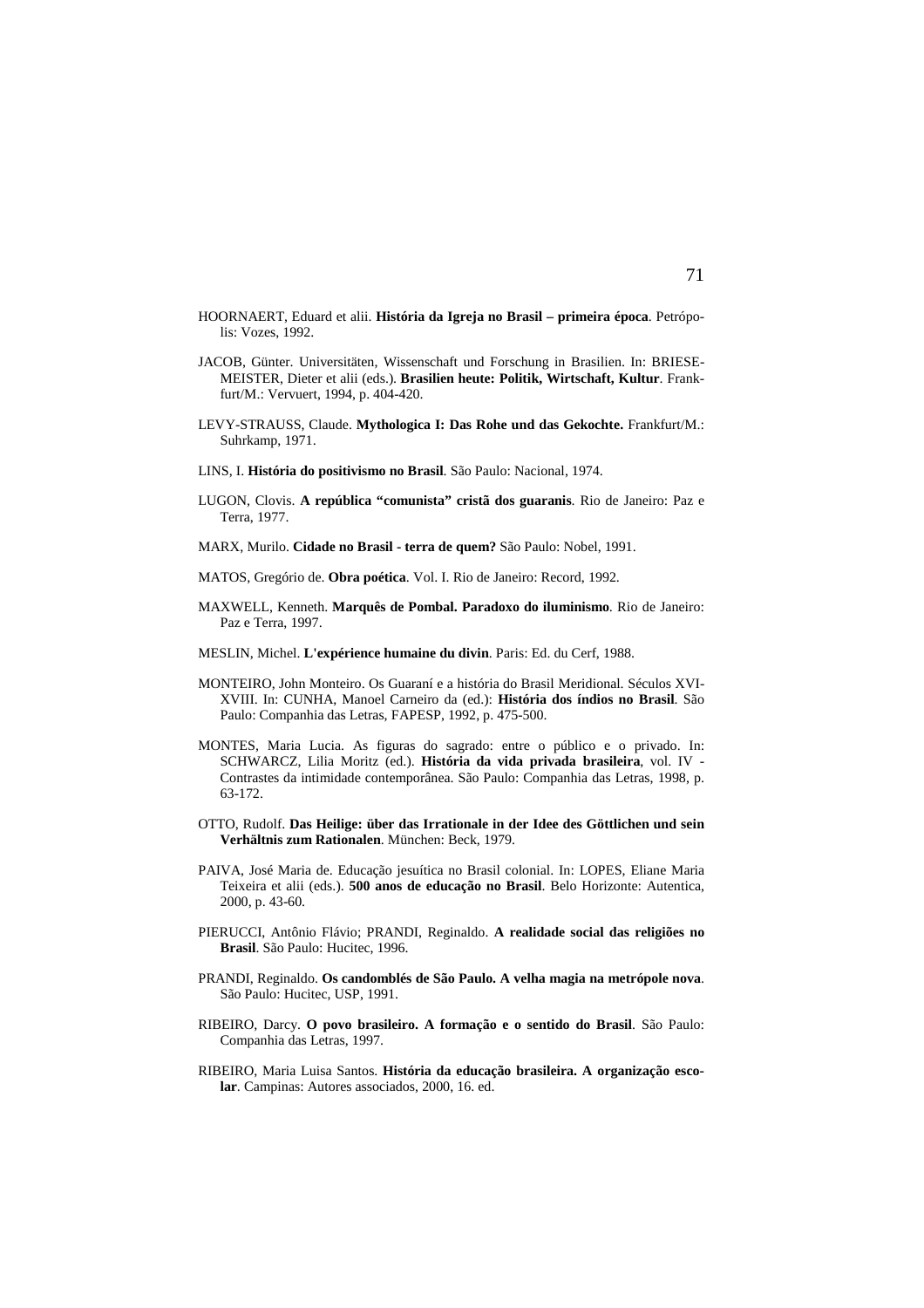HOORNAERT, Eduard et alii. **História da Igreja no Brasil – primeira época**. Petrópolis: Vozes, 1992.

JACOB, Günter. Universitäten, Wissenschaft und Forschung in Brasilien. In: BRIESEMEISTER, Dieter et alii (eds.). **Brasilien heute: Politik, Wirtschaft, Kultur**. Frankfurt/M.: Vervuert, 1994, p. 404-420.

LEVY-STRAUSS, Claude. **Mythologica I: Das Rohe und das Gekochte.** Frankfurt/M.: Suhrkamp, 1971.

LINS, I. **História do positivismo no Brasil**. São Paulo: Nacional, 1974.

LUGON, Clovis. **A república "comunista" cristã dos guaranis**. Rio de Janeiro: Paz e Terra, 1977.

MARX, Murilo. **Cidade no Brasil - terra de quem?** São Paulo: Nobel, 1991.

MATOS, Gregório de. **Obra poética**. Vol. I. Rio de Janeiro: Record, 1992.

MAXWELL, Kenneth. **Marquês de Pombal. Paradoxo do iluminismo**. Rio de Janeiro: Paz e Terra, 1997.

MESLIN, Michel. **L'expérience humaine du divin**. Paris: Ed. du Cerf, 1988.

MONTEIRO, John Monteiro. Os Guaraní e a história do Brasil Meridional. Séculos XVI-XVIII. In: CUNHA, Manoel Carneiro da (ed.): **História dos índios no Brasil**. São Paulo: Companhia das Letras, FAPESP, 1992, p. 475-500.

MONTES, Maria Lucia. As figuras do sagrado: entre o público e o privado. In: SCHWARCZ, Lilia Moritz (ed.). **História da vida privada brasileira**, vol. IV - Contrastes da intimidade contemporânea. São Paulo: Companhia das Letras, 1998, p. 63-172.

OTTO, Rudolf. **Das Heilige: über das Irrationale in der Idee des Göttlichen und sein Verhältnis zum Rationalen**. München: Beck, 1979.

PAIVA, José Maria de. Educação jesuítica no Brasil colonial. In: LOPES, Eliane Maria Teixeira et alii (eds.). **500 anos de educação no Brasil**. Belo Horizonte: Autentica, 2000, p. 43-60.

PIERUCCI, Antônio Flávio; PRANDI, Reginaldo. **A realidade social das religiões no Brasil**. São Paulo: Hucitec, 1996.

PRANDI, Reginaldo. **Os candomblés de São Paulo. A velha magia na metrópole nova**. São Paulo: Hucitec, USP, 1991.

RIBEIRO, Darcy. **O povo brasileiro. A formação e o sentido do Brasil**. São Paulo: Companhia das Letras, 1997.

RIBEIRO, Maria Luisa Santos. **História da educação brasileira. A organização escolar**. Campinas: Autores associados, 2000, 16. ed.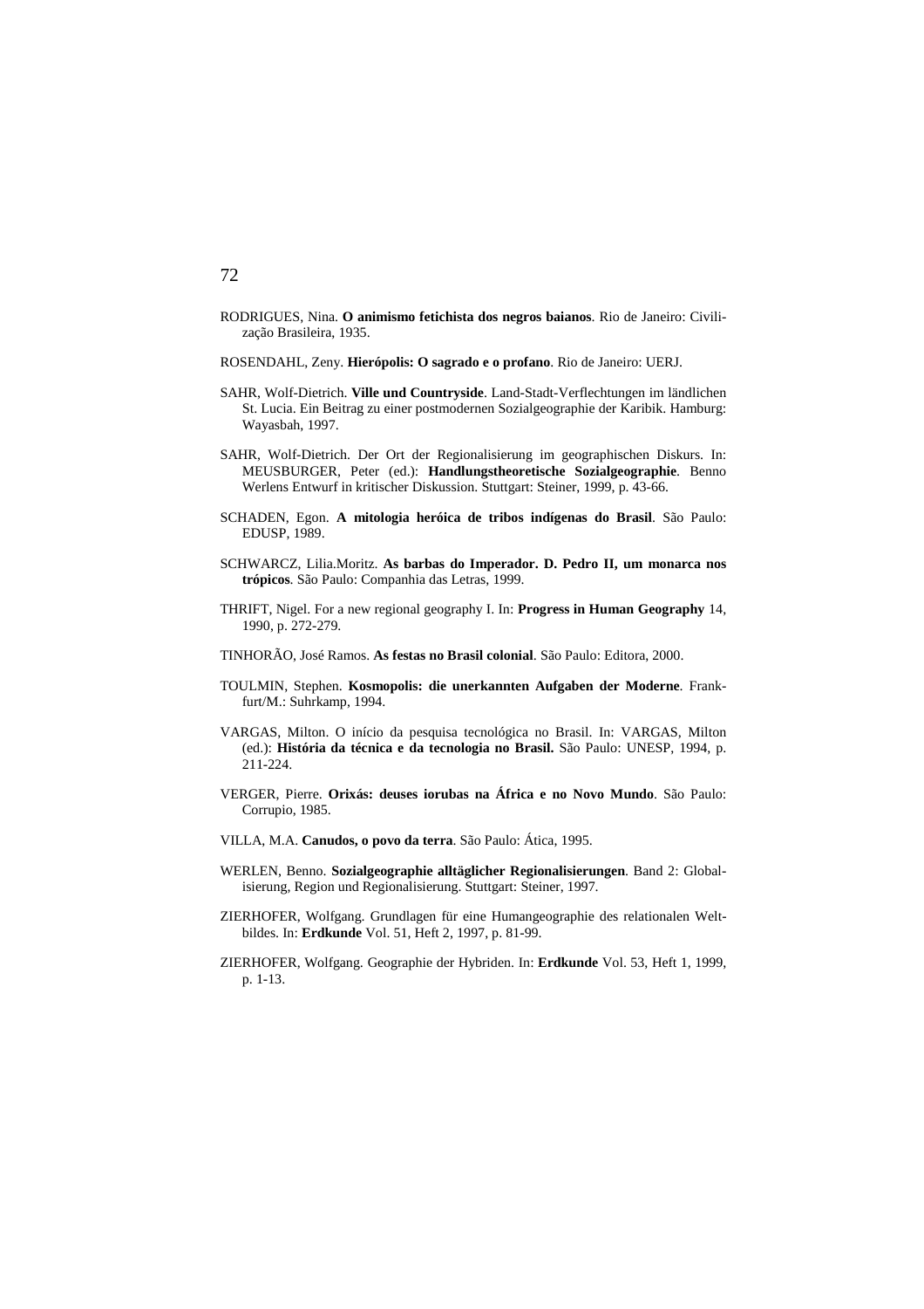RODRIGUES, Nina. **O animismo fetichista dos negros baianos**. Rio de Janeiro: Civilização Brasileira, 1935.

ROSENDAHL, Zeny. **Hierópolis: O sagrado e o profano**. Rio de Janeiro: UERJ.

SAHR, Wolf-Dietrich. **Ville und Countryside**. Land-Stadt-Verflechtungen im ländlichen St. Lucia. Ein Beitrag zu einer postmodernen Sozialgeographie der Karibik. Hamburg: Wayasbah, 1997.

SAHR, Wolf-Dietrich. Der Ort der Regionalisierung im geographischen Diskurs. In: MEUSBURGER, Peter (ed.): **Handlungstheoretische Sozialgeographie**. Benno Werlens Entwurf in kritischer Diskussion. Stuttgart: Steiner, 1999, p. 43-66.

SCHADEN, Egon. **A mitologia heróica de tribos indígenas do Brasil**. São Paulo: EDUSP, 1989.

SCHWARCZ, Lilia.Moritz. **As barbas do Imperador. D. Pedro II, um monarca nos trópicos**. São Paulo: Companhia das Letras, 1999.

THRIFT, Nigel. For a new regional geography I. In: **Progress in Human Geography** 14, 1990, p. 272-279.

TINHORÃO, José Ramos. **As festas no Brasil colonial**. São Paulo: Editora, 2000.

TOULMIN, Stephen. **Kosmopolis: die unerkannten Aufgaben der Moderne**. Frankfurt/M.: Suhrkamp, 1994.

VARGAS, Milton. O início da pesquisa tecnológica no Brasil. In: VARGAS, Milton (ed.): **História da técnica e da tecnologia no Brasil.** São Paulo: UNESP, 1994, p. 211-224.

VERGER, Pierre. **Orixás: deuses iorubas na África e no Novo Mundo**. São Paulo: Corrupio, 1985.

VILLA, M.A. **Canudos, o povo da terra**. São Paulo: Ática, 1995.

WERLEN, Benno. **Sozialgeographie alltäglicher Regionalisierungen**. Band 2: Globalisierung, Region und Regionalisierung. Stuttgart: Steiner, 1997.

ZIERHOFER, Wolfgang. Grundlagen für eine Humangeographie des relationalen Weltbildes. In: **Erdkunde** Vol. 51, Heft 2, 1997, p. 81-99.

ZIERHOFER, Wolfgang. Geographie der Hybriden. In: **Erdkunde** Vol. 53, Heft 1, 1999, p. 1-13.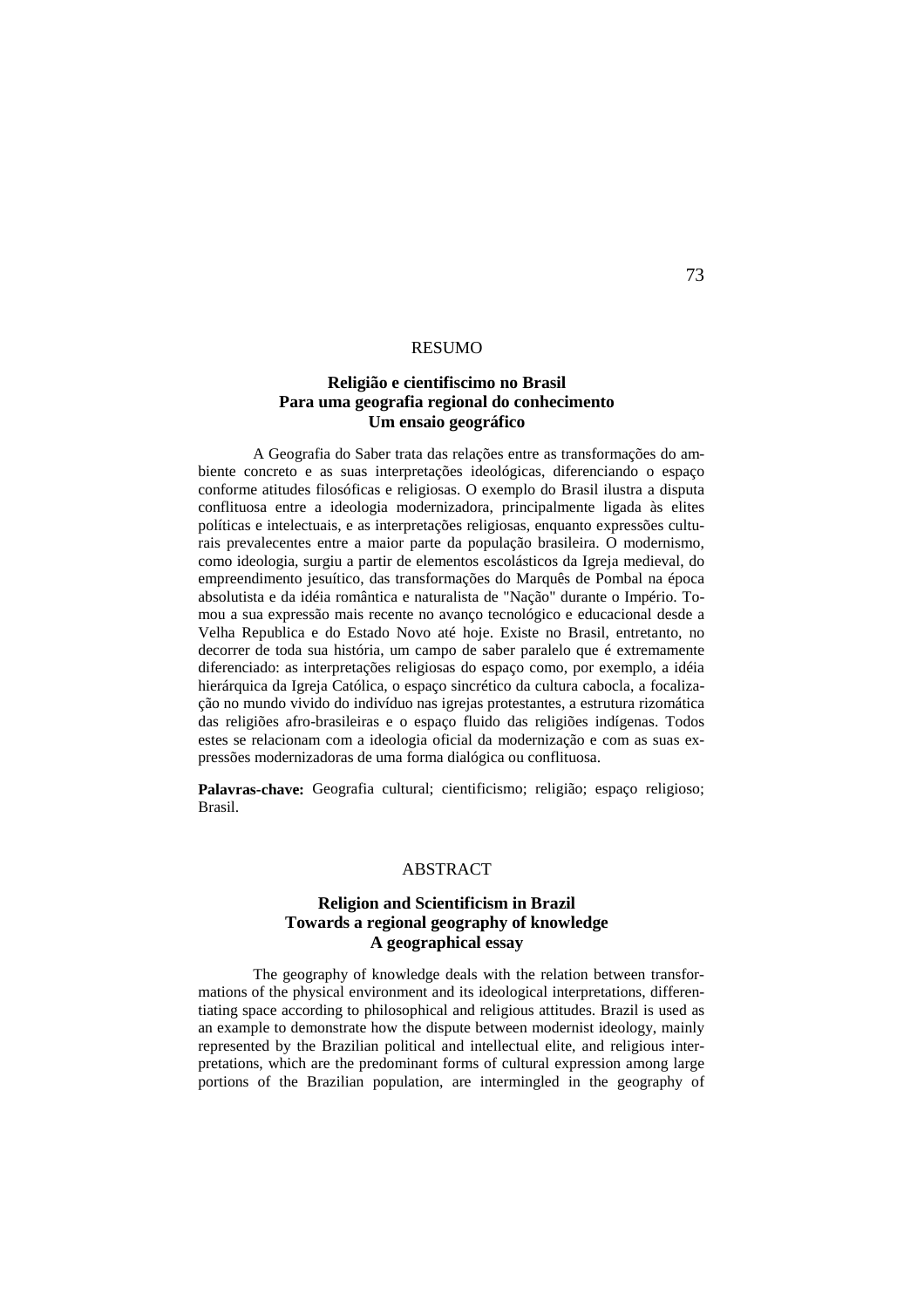## RESUMO

### Religião e cientifiscimo no Brasil
### Para uma geografia regional do conhecimento
### Um ensaio geográfico

A Geografia do Saber trata das relações entre as transformações do ambiente concreto e as suas interpretações ideológicas, diferenciando o espaço conforme atitudes filosóficas e religiosas. O exemplo do Brasil ilustra a disputa conflituosa entre a ideologia modernizadora, principalmente ligada às elites políticas e intelectuais, e as interpretações religiosas, enquanto expressões culturais prevalecentes entre a maior parte da população brasileira. O modernismo, como ideologia, surgiu a partir de elementos escolásticos da Igreja medieval, do empreendimento jesuítico, das transformações do Marquês de Pombal na época absolutista e da idéia romântica e naturalista de "Nação" durante o Império. Tomou a sua expressão mais recente no avanço tecnológico e educacional desde a Velha Republica e do Estado Novo até hoje. Existe no Brasil, entretanto, no decorrer de toda sua história, um campo de saber paralelo que é extremamente diferenciado: as interpretações religiosas do espaço como, por exemplo, a idéia hierárquica da Igreja Católica, o espaço sincrético da cultura cabocla, a focalização no mundo vivido do indivíduo nas igrejas protestantes, a estrutura rizomática das religiões afro-brasileiras e o espaço fluido das religiões indígenas. Todos estes se relacionam com a ideologia oficial da modernização e com as suas expressões modernizadoras de uma forma dialógica ou conflituosa.

**Palavras-chave:** Geografia cultural; cientificismo; religião; espaço religioso; Brasil.

## ABSTRACT

### Religion and Scientificism in Brazil
### Towards a regional geography of knowledge
### A geographical essay

The geography of knowledge deals with the relation between transformations of the physical environment and its ideological interpretations, differentiating space according to philosophical and religious attitudes. Brazil is used as an example to demonstrate how the dispute between modernist ideology, mainly represented by the Brazilian political and intellectual elite, and religious interpretations, which are the predominant forms of cultural expression among large portions of the Brazilian population, are intermingled in the geography of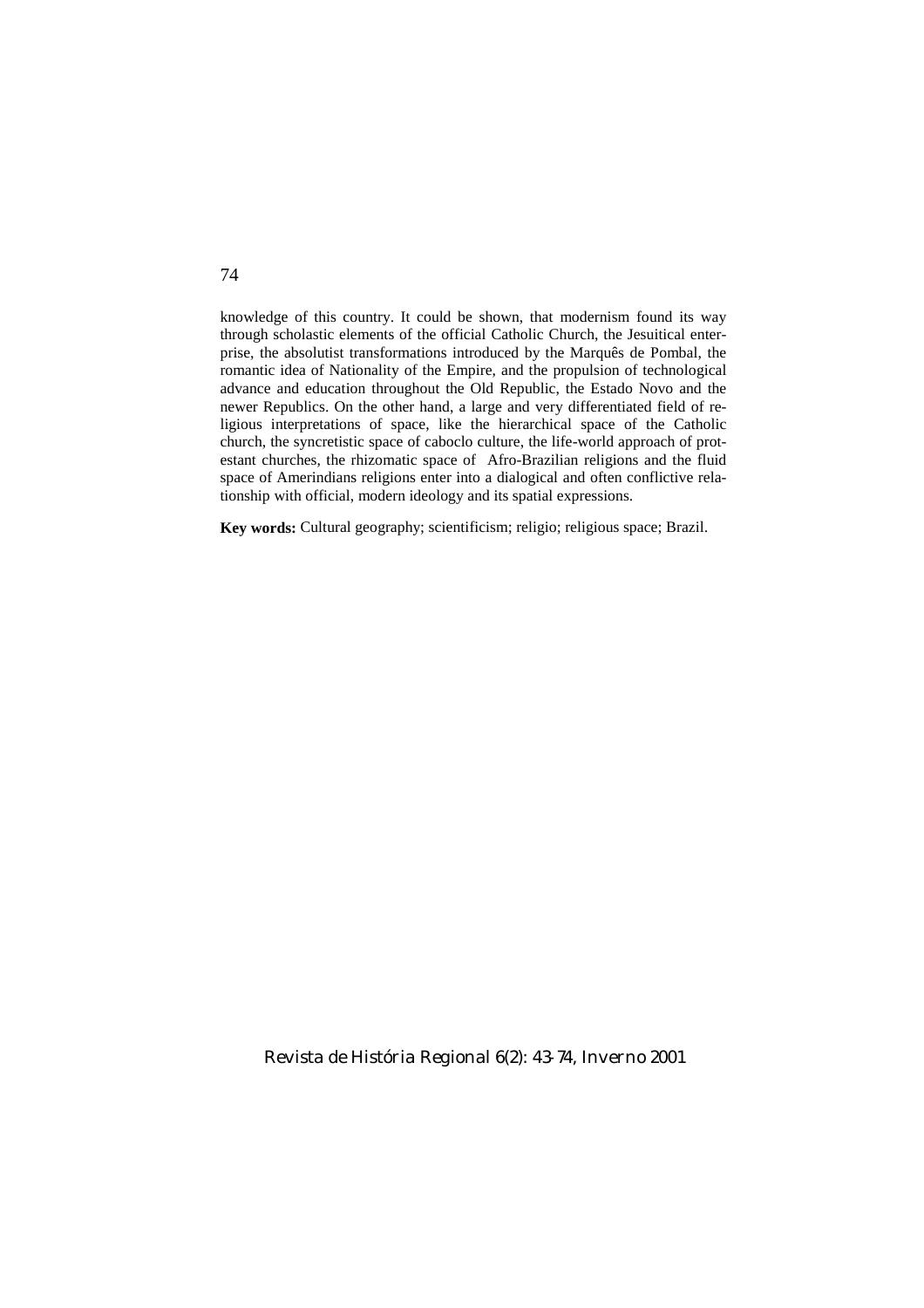knowledge of this country. It could be shown, that modernism found its way through scholastic elements of the official Catholic Church, the Jesuitical enterprise, the absolutist transformations introduced by the Marquês de Pombal, the romantic idea of Nationality of the Empire, and the propulsion of technological advance and education throughout the Old Republic, the Estado Novo and the newer Republics. On the other hand, a large and very differentiated field of religious interpretations of space, like the hierarchical space of the Catholic church, the syncretistic space of caboclo culture, the life-world approach of protestant churches, the rhizomatic space of Afro-Brazilian religions and the fluid space of Amerindians religions enter into a dialogical and often conflictive relationship with official, modern ideology and its spatial expressions.

**Key words:** Cultural geography; scientificism; religio; religious space; Brazil.